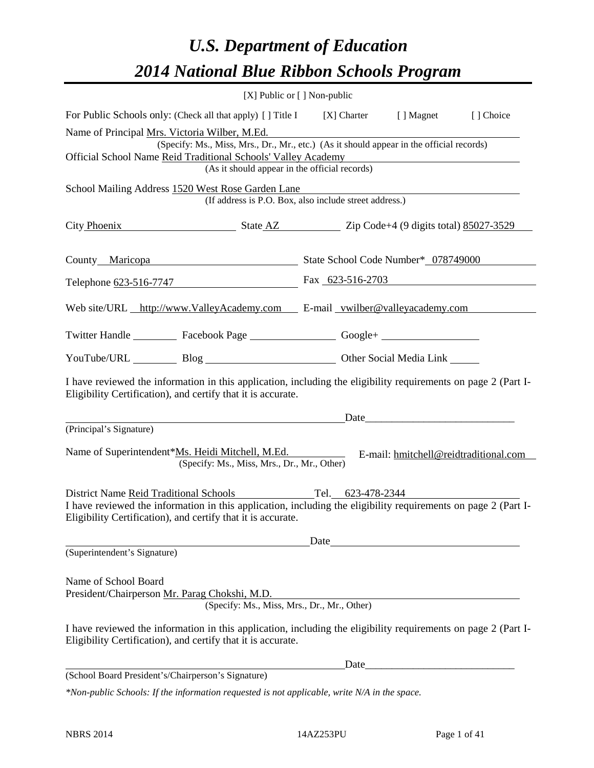# U.S. Department of Education
# 2014 National Blue Ribbon Schools Program

[X] Public or [ ] Non-public

For Public Schools only: (Check all that apply) [ ] Title I [X] Charter [ ] Magnet [ ] Choice

Name of Principal Mrs. Victoria Wilber, M.Ed.
(Specify: Ms., Miss, Mrs., Dr., Mr., etc.) (As it should appear in the official records)

Official School Name Reid Traditional Schools' Valley Academy
(As it should appear in the official records)

School Mailing Address 1520 West Rose Garden Lane
(If address is P.O. Box, also include street address.)

City Phoenix State AZ Zip Code+4 (9 digits total) 85027-3529

County Maricopa State School Code Number* 078749000

Telephone 623-516-7747 Fax 623-516-2703

Web site/URL http://www.ValleyAcademy.com E-mail vwilber@valleyacademy.com

Twitter Handle ________ Facebook Page ________ Google+ ________

YouTube/URL ________ Blog ________ Other Social Media Link ________

I have reviewed the information in this application, including the eligibility requirements on page 2 (Part I-Eligibility Certification), and certify that it is accurate.

_______________________________ Date_______________________
(Principal's Signature)

Name of Superintendent*Ms. Heidi Mitchell, M.Ed. E-mail: hmitchell@reidtraditional.com
(Specify: Ms., Miss, Mrs., Dr., Mr., Other)

District Name Reid Traditional Schools Tel. 623-478-2344

I have reviewed the information in this application, including the eligibility requirements on page 2 (Part I-Eligibility Certification), and certify that it is accurate.

_______________________________ Date_______________________
(Superintendent's Signature)

Name of School Board
President/Chairperson Mr. Parag Chokshi, M.D.
(Specify: Ms., Miss, Mrs., Dr., Mr., Other)

I have reviewed the information in this application, including the eligibility requirements on page 2 (Part I-Eligibility Certification), and certify that it is accurate.

_______________________________ Date_______________________
(School Board President's/Chairperson's Signature)

*\*Non-public Schools: If the information requested is not applicable, write N/A in the space.*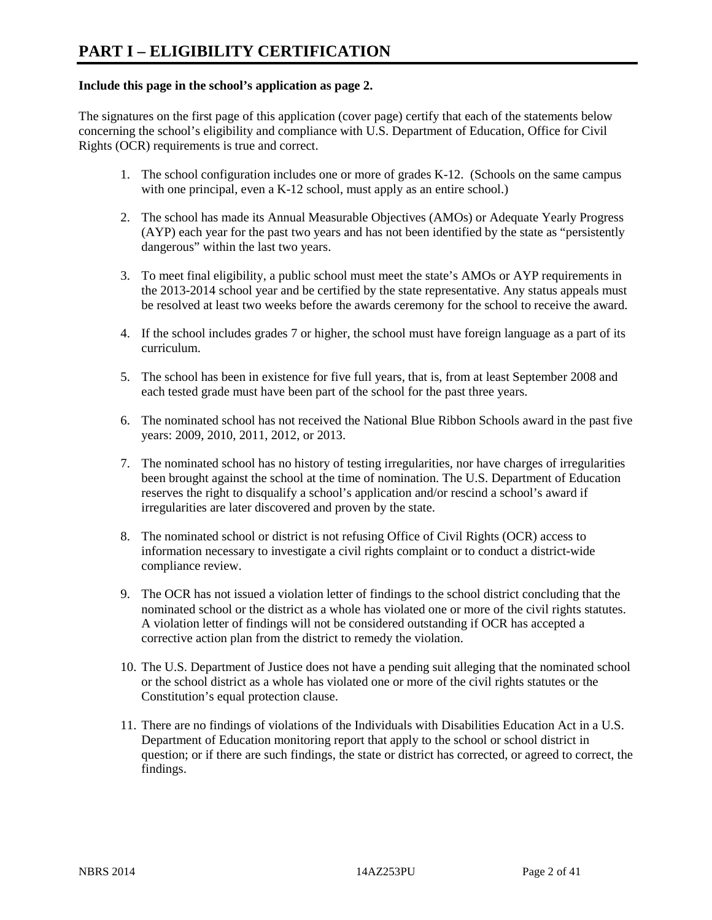# PART I – ELIGIBILITY CERTIFICATION

**Include this page in the school's application as page 2.**

The signatures on the first page of this application (cover page) certify that each of the statements below concerning the school's eligibility and compliance with U.S. Department of Education, Office for Civil Rights (OCR) requirements is true and correct.

1. The school configuration includes one or more of grades K-12. (Schools on the same campus with one principal, even a K-12 school, must apply as an entire school.)

2. The school has made its Annual Measurable Objectives (AMOs) or Adequate Yearly Progress (AYP) each year for the past two years and has not been identified by the state as "persistently dangerous" within the last two years.

3. To meet final eligibility, a public school must meet the state's AMOs or AYP requirements in the 2013-2014 school year and be certified by the state representative. Any status appeals must be resolved at least two weeks before the awards ceremony for the school to receive the award.

4. If the school includes grades 7 or higher, the school must have foreign language as a part of its curriculum.

5. The school has been in existence for five full years, that is, from at least September 2008 and each tested grade must have been part of the school for the past three years.

6. The nominated school has not received the National Blue Ribbon Schools award in the past five years: 2009, 2010, 2011, 2012, or 2013.

7. The nominated school has no history of testing irregularities, nor have charges of irregularities been brought against the school at the time of nomination. The U.S. Department of Education reserves the right to disqualify a school's application and/or rescind a school's award if irregularities are later discovered and proven by the state.

8. The nominated school or district is not refusing Office of Civil Rights (OCR) access to information necessary to investigate a civil rights complaint or to conduct a district-wide compliance review.

9. The OCR has not issued a violation letter of findings to the school district concluding that the nominated school or the district as a whole has violated one or more of the civil rights statutes. A violation letter of findings will not be considered outstanding if OCR has accepted a corrective action plan from the district to remedy the violation.

10. The U.S. Department of Justice does not have a pending suit alleging that the nominated school or the school district as a whole has violated one or more of the civil rights statutes or the Constitution's equal protection clause.

11. There are no findings of violations of the Individuals with Disabilities Education Act in a U.S. Department of Education monitoring report that apply to the school or school district in question; or if there are such findings, the state or district has corrected, or agreed to correct, the findings.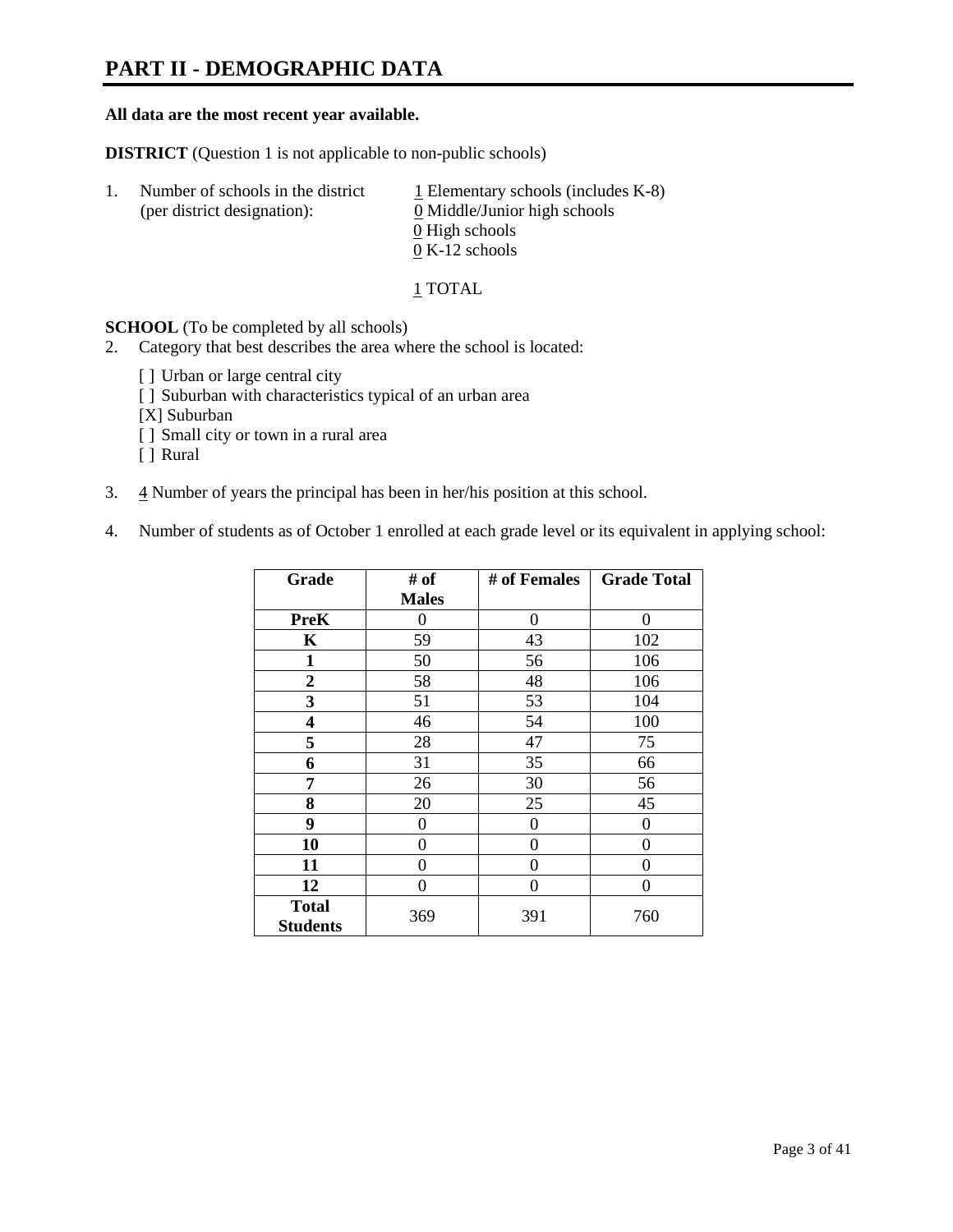# PART II - DEMOGRAPHIC DATA

**All data are the most recent year available.**

**DISTRICT** (Question 1 is not applicable to non-public schools)

1. Number of schools in the district (per district designation):
   - 1 Elementary schools (includes K-8)
   - 0 Middle/Junior high schools
   - 0 High schools
   - 0 K-12 schools

   1 TOTAL

**SCHOOL** (To be completed by all schools)

2. Category that best describes the area where the school is located:

   [ ] Urban or large central city
   [ ] Suburban with characteristics typical of an urban area
   [X] Suburban
   [ ] Small city or town in a rural area
   [ ] Rural

3. 4 Number of years the principal has been in her/his position at this school.

4. Number of students as of October 1 enrolled at each grade level or its equivalent in applying school:

| Grade | # of Males | # of Females | Grade Total |
|---|---|---|---|
| **PreK** | 0 | 0 | 0 |
| **K** | 59 | 43 | 102 |
| **1** | 50 | 56 | 106 |
| **2** | 58 | 48 | 106 |
| **3** | 51 | 53 | 104 |
| **4** | 46 | 54 | 100 |
| **5** | 28 | 47 | 75 |
| **6** | 31 | 35 | 66 |
| **7** | 26 | 30 | 56 |
| **8** | 20 | 25 | 45 |
| **9** | 0 | 0 | 0 |
| **10** | 0 | 0 | 0 |
| **11** | 0 | 0 | 0 |
| **12** | 0 | 0 | 0 |
| **Total Students** | 369 | 391 | 760 |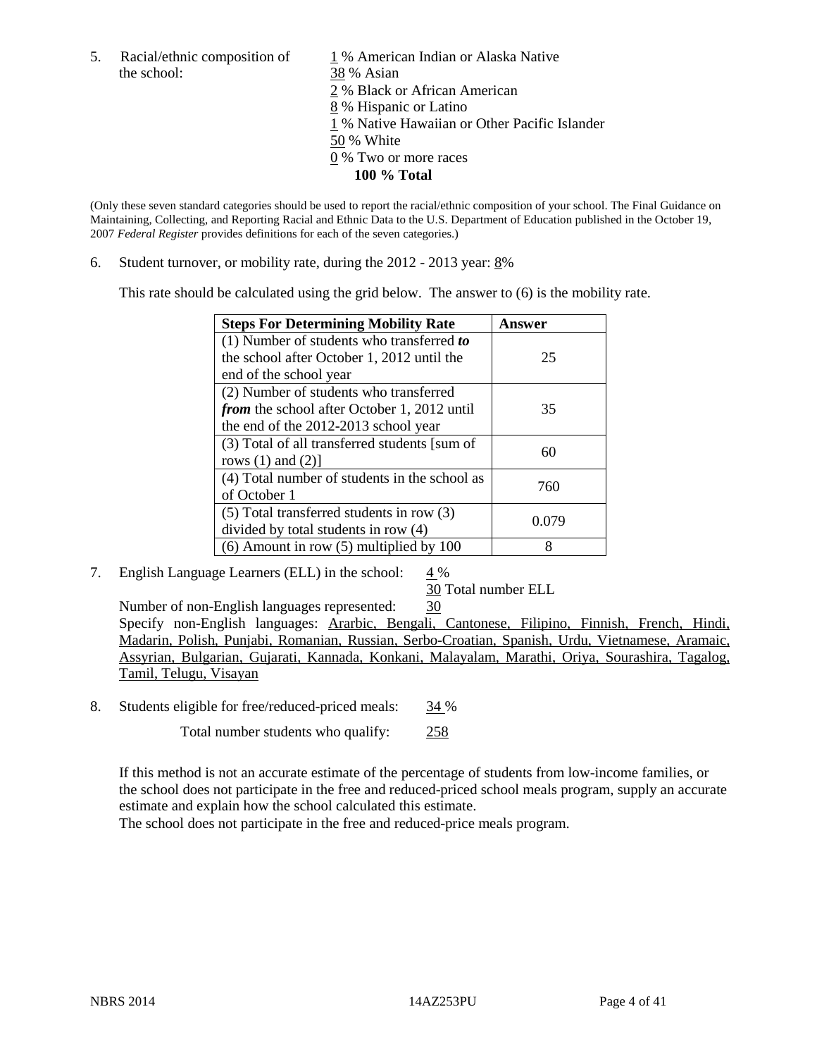5. Racial/ethnic composition of the school:

1 % American Indian or Alaska Native
38 % Asian
2 % Black or African American
8 % Hispanic or Latino
1 % Native Hawaiian or Other Pacific Islander
50 % White
0 % Two or more races
**100 % Total**

(Only these seven standard categories should be used to report the racial/ethnic composition of your school. The Final Guidance on Maintaining, Collecting, and Reporting Racial and Ethnic Data to the U.S. Department of Education published in the October 19, 2007 *Federal Register* provides definitions for each of the seven categories.)

6. Student turnover, or mobility rate, during the 2012 - 2013 year: 8%

This rate should be calculated using the grid below. The answer to (6) is the mobility rate.

| **Steps For Determining Mobility Rate** | **Answer** |
|---|---|
| (1) Number of students who transferred ***to*** the school after October 1, 2012 until the end of the school year | 25 |
| (2) Number of students who transferred ***from*** the school after October 1, 2012 until the end of the 2012-2013 school year | 35 |
| (3) Total of all transferred students [sum of rows (1) and (2)] | 60 |
| (4) Total number of students in the school as of October 1 | 760 |
| (5) Total transferred students in row (3) divided by total students in row (4) | 0.079 |
| (6) Amount in row (5) multiplied by 100 | 8 |

7. English Language Learners (ELL) in the school: 4 %

30 Total number ELL

Number of non-English languages represented: 30

Specify non-English languages: Ararbic, Bengali, Cantonese, Filipino, Finnish, French, Hindi, Madarin, Polish, Punjabi, Romanian, Russian, Serbo-Croatian, Spanish, Urdu, Vietnamese, Aramaic, Assyrian, Bulgarian, Gujarati, Kannada, Konkani, Malayalam, Marathi, Oriya, Sourashira, Tagalog, Tamil, Telugu, Visayan

8. Students eligible for free/reduced-priced meals: 34 %

Total number students who qualify: 258

If this method is not an accurate estimate of the percentage of students from low-income families, or the school does not participate in the free and reduced-priced school meals program, supply an accurate estimate and explain how the school calculated this estimate.

The school does not participate in the free and reduced-price meals program.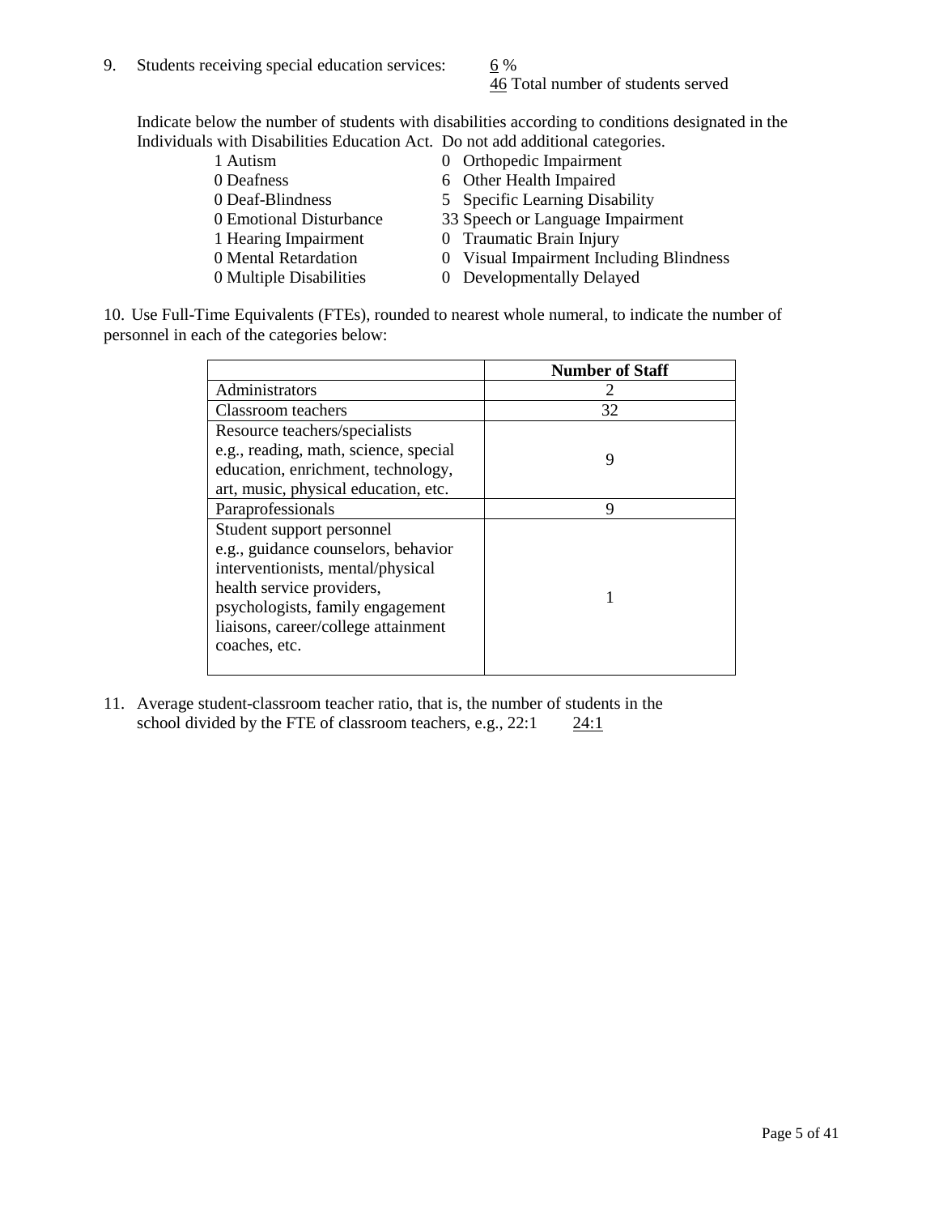9. Students receiving special education services: 6 %
   46 Total number of students served

Indicate below the number of students with disabilities according to conditions designated in the Individuals with Disabilities Education Act. Do not add additional categories.

| | |
|---|---|
| 1 Autism | 0 Orthopedic Impairment |
| 0 Deafness | 6 Other Health Impaired |
| 0 Deaf-Blindness | 5 Specific Learning Disability |
| 0 Emotional Disturbance | 33 Speech or Language Impairment |
| 1 Hearing Impairment | 0 Traumatic Brain Injury |
| 0 Mental Retardation | 0 Visual Impairment Including Blindness |
| 0 Multiple Disabilities | 0 Developmentally Delayed |

10. Use Full-Time Equivalents (FTEs), rounded to nearest whole numeral, to indicate the number of personnel in each of the categories below:

| | **Number of Staff** |
|---|---|
| Administrators | 2 |
| Classroom teachers | 32 |
| Resource teachers/specialists e.g., reading, math, science, special education, enrichment, technology, art, music, physical education, etc. | 9 |
| Paraprofessionals | 9 |
| Student support personnel e.g., guidance counselors, behavior interventionists, mental/physical health service providers, psychologists, family engagement liaisons, career/college attainment coaches, etc. | 1 |

11. Average student-classroom teacher ratio, that is, the number of students in the school divided by the FTE of classroom teachers, e.g., 22:1 24:1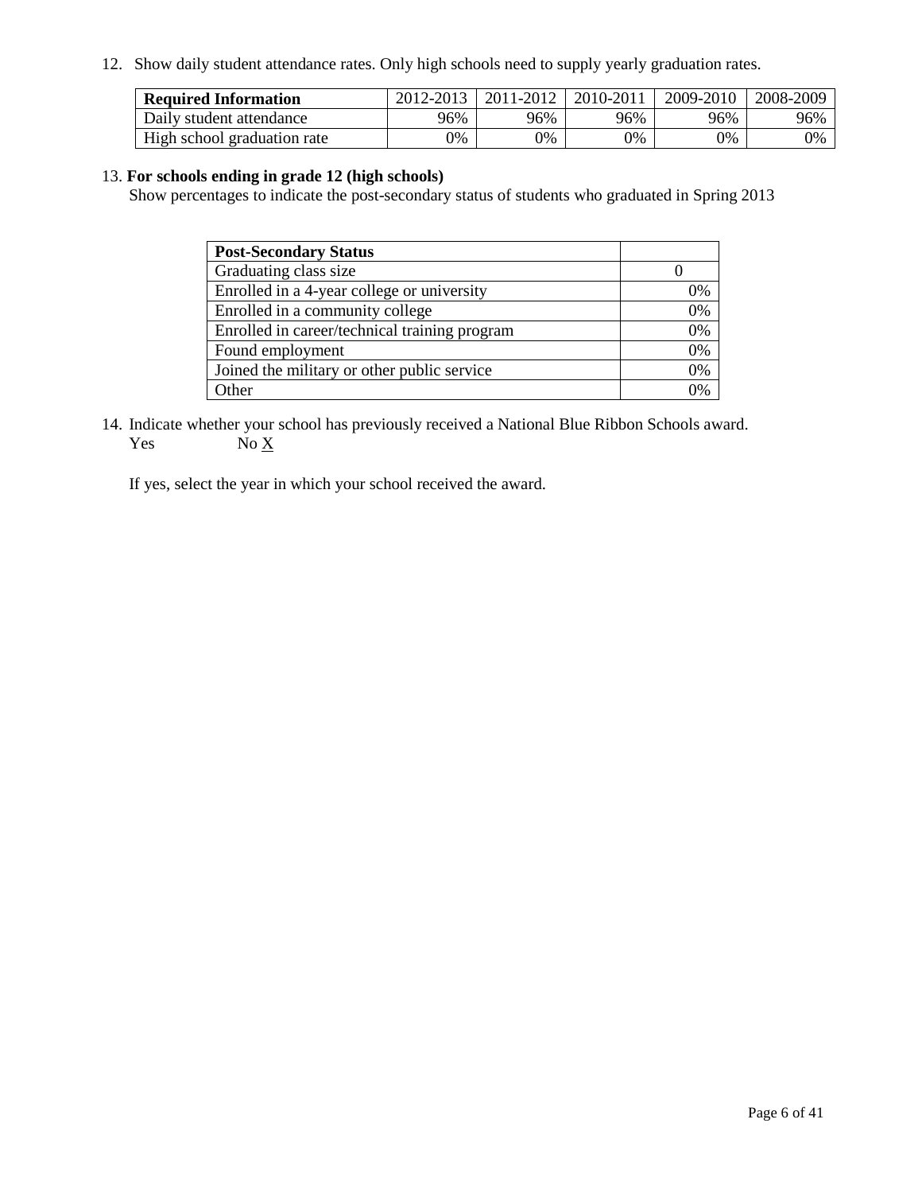12. Show daily student attendance rates. Only high schools need to supply yearly graduation rates.

| Required Information | 2012-2013 | 2011-2012 | 2010-2011 | 2009-2010 | 2008-2009 |
|---|---|---|---|---|---|
| Daily student attendance | 96% | 96% | 96% | 96% | 96% |
| High school graduation rate | 0% | 0% | 0% | 0% | 0% |

13. **For schools ending in grade 12 (high schools)**
Show percentages to indicate the post-secondary status of students who graduated in Spring 2013

| Post-Secondary Status | |
|---|---|
| Graduating class size | 0 |
| Enrolled in a 4-year college or university | 0% |
| Enrolled in a community college | 0% |
| Enrolled in career/technical training program | 0% |
| Found employment | 0% |
| Joined the military or other public service | 0% |
| Other | 0% |

14. Indicate whether your school has previously received a National Blue Ribbon Schools award.
Yes No X

If yes, select the year in which your school received the award.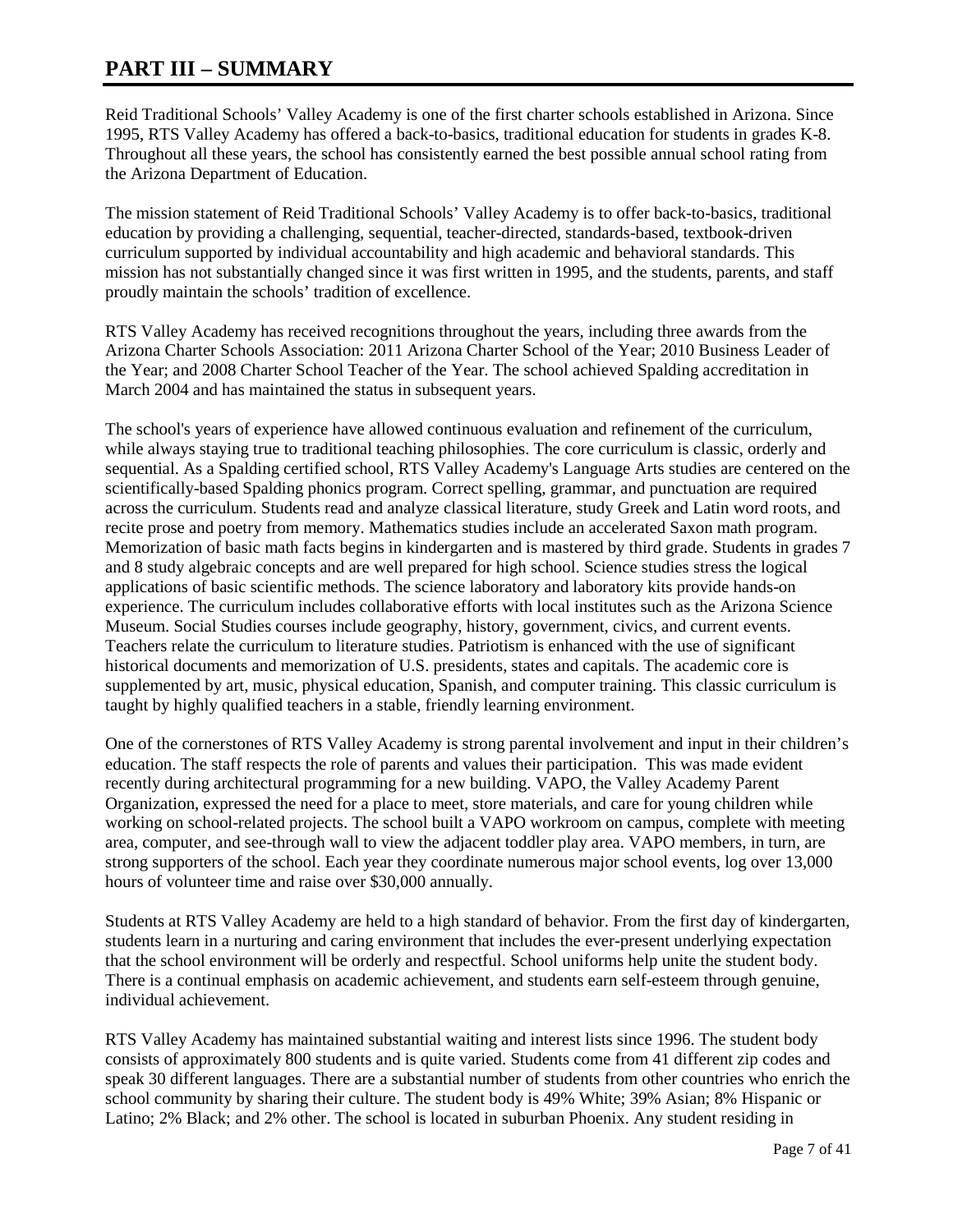# PART III – SUMMARY

Reid Traditional Schools' Valley Academy is one of the first charter schools established in Arizona. Since 1995, RTS Valley Academy has offered a back-to-basics, traditional education for students in grades K-8. Throughout all these years, the school has consistently earned the best possible annual school rating from the Arizona Department of Education.

The mission statement of Reid Traditional Schools' Valley Academy is to offer back-to-basics, traditional education by providing a challenging, sequential, teacher-directed, standards-based, textbook-driven curriculum supported by individual accountability and high academic and behavioral standards. This mission has not substantially changed since it was first written in 1995, and the students, parents, and staff proudly maintain the schools' tradition of excellence.

RTS Valley Academy has received recognitions throughout the years, including three awards from the Arizona Charter Schools Association: 2011 Arizona Charter School of the Year; 2010 Business Leader of the Year; and 2008 Charter School Teacher of the Year. The school achieved Spalding accreditation in March 2004 and has maintained the status in subsequent years.

The school's years of experience have allowed continuous evaluation and refinement of the curriculum, while always staying true to traditional teaching philosophies. The core curriculum is classic, orderly and sequential. As a Spalding certified school, RTS Valley Academy's Language Arts studies are centered on the scientifically-based Spalding phonics program. Correct spelling, grammar, and punctuation are required across the curriculum. Students read and analyze classical literature, study Greek and Latin word roots, and recite prose and poetry from memory. Mathematics studies include an accelerated Saxon math program. Memorization of basic math facts begins in kindergarten and is mastered by third grade. Students in grades 7 and 8 study algebraic concepts and are well prepared for high school. Science studies stress the logical applications of basic scientific methods. The science laboratory and laboratory kits provide hands-on experience. The curriculum includes collaborative efforts with local institutes such as the Arizona Science Museum. Social Studies courses include geography, history, government, civics, and current events. Teachers relate the curriculum to literature studies. Patriotism is enhanced with the use of significant historical documents and memorization of U.S. presidents, states and capitals. The academic core is supplemented by art, music, physical education, Spanish, and computer training. This classic curriculum is taught by highly qualified teachers in a stable, friendly learning environment.

One of the cornerstones of RTS Valley Academy is strong parental involvement and input in their children's education. The staff respects the role of parents and values their participation. This was made evident recently during architectural programming for a new building. VAPO, the Valley Academy Parent Organization, expressed the need for a place to meet, store materials, and care for young children while working on school-related projects. The school built a VAPO workroom on campus, complete with meeting area, computer, and see-through wall to view the adjacent toddler play area. VAPO members, in turn, are strong supporters of the school. Each year they coordinate numerous major school events, log over 13,000 hours of volunteer time and raise over $30,000 annually.

Students at RTS Valley Academy are held to a high standard of behavior. From the first day of kindergarten, students learn in a nurturing and caring environment that includes the ever-present underlying expectation that the school environment will be orderly and respectful. School uniforms help unite the student body. There is a continual emphasis on academic achievement, and students earn self-esteem through genuine, individual achievement.

RTS Valley Academy has maintained substantial waiting and interest lists since 1996. The student body consists of approximately 800 students and is quite varied. Students come from 41 different zip codes and speak 30 different languages. There are a substantial number of students from other countries who enrich the school community by sharing their culture. The student body is 49% White; 39% Asian; 8% Hispanic or Latino; 2% Black; and 2% other. The school is located in suburban Phoenix. Any student residing in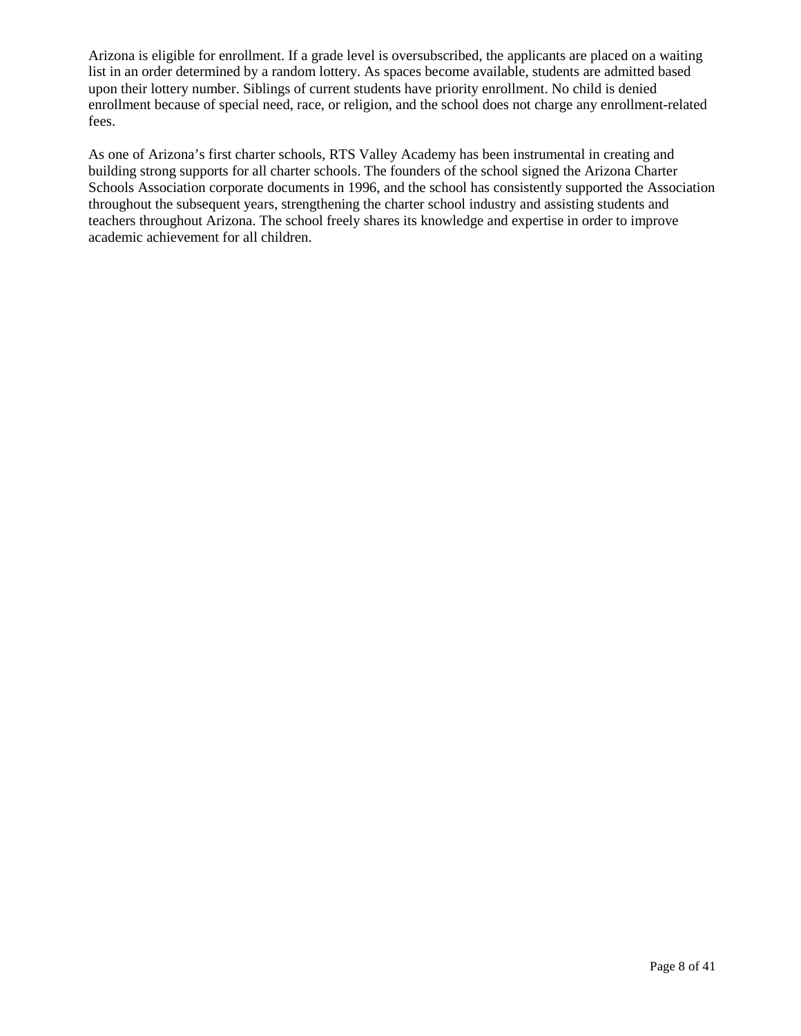Arizona is eligible for enrollment. If a grade level is oversubscribed, the applicants are placed on a waiting list in an order determined by a random lottery. As spaces become available, students are admitted based upon their lottery number. Siblings of current students have priority enrollment. No child is denied enrollment because of special need, race, or religion, and the school does not charge any enrollment-related fees.

As one of Arizona's first charter schools, RTS Valley Academy has been instrumental in creating and building strong supports for all charter schools. The founders of the school signed the Arizona Charter Schools Association corporate documents in 1996, and the school has consistently supported the Association throughout the subsequent years, strengthening the charter school industry and assisting students and teachers throughout Arizona. The school freely shares its knowledge and expertise in order to improve academic achievement for all children.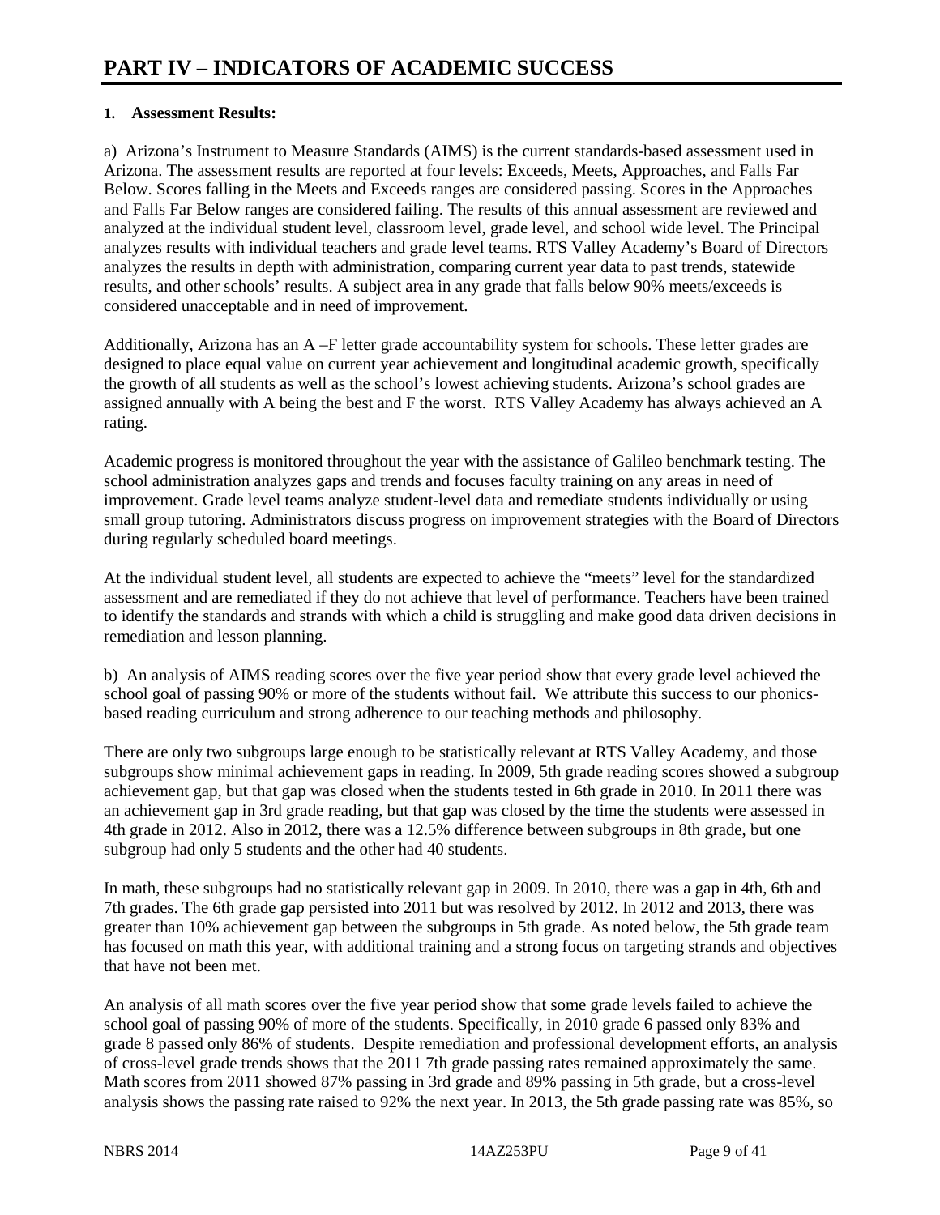# PART IV – INDICATORS OF ACADEMIC SUCCESS

**1. Assessment Results:**

a) Arizona's Instrument to Measure Standards (AIMS) is the current standards-based assessment used in Arizona. The assessment results are reported at four levels: Exceeds, Meets, Approaches, and Falls Far Below. Scores falling in the Meets and Exceeds ranges are considered passing. Scores in the Approaches and Falls Far Below ranges are considered failing. The results of this annual assessment are reviewed and analyzed at the individual student level, classroom level, grade level, and school wide level. The Principal analyzes results with individual teachers and grade level teams. RTS Valley Academy's Board of Directors analyzes the results in depth with administration, comparing current year data to past trends, statewide results, and other schools' results. A subject area in any grade that falls below 90% meets/exceeds is considered unacceptable and in need of improvement.

Additionally, Arizona has an A –F letter grade accountability system for schools. These letter grades are designed to place equal value on current year achievement and longitudinal academic growth, specifically the growth of all students as well as the school's lowest achieving students. Arizona's school grades are assigned annually with A being the best and F the worst. RTS Valley Academy has always achieved an A rating.

Academic progress is monitored throughout the year with the assistance of Galileo benchmark testing. The school administration analyzes gaps and trends and focuses faculty training on any areas in need of improvement. Grade level teams analyze student-level data and remediate students individually or using small group tutoring. Administrators discuss progress on improvement strategies with the Board of Directors during regularly scheduled board meetings.

At the individual student level, all students are expected to achieve the "meets" level for the standardized assessment and are remediated if they do not achieve that level of performance. Teachers have been trained to identify the standards and strands with which a child is struggling and make good data driven decisions in remediation and lesson planning.

b) An analysis of AIMS reading scores over the five year period show that every grade level achieved the school goal of passing 90% or more of the students without fail. We attribute this success to our phonics-based reading curriculum and strong adherence to our teaching methods and philosophy.

There are only two subgroups large enough to be statistically relevant at RTS Valley Academy, and those subgroups show minimal achievement gaps in reading. In 2009, 5th grade reading scores showed a subgroup achievement gap, but that gap was closed when the students tested in 6th grade in 2010. In 2011 there was an achievement gap in 3rd grade reading, but that gap was closed by the time the students were assessed in 4th grade in 2012. Also in 2012, there was a 12.5% difference between subgroups in 8th grade, but one subgroup had only 5 students and the other had 40 students.

In math, these subgroups had no statistically relevant gap in 2009. In 2010, there was a gap in 4th, 6th and 7th grades. The 6th grade gap persisted into 2011 but was resolved by 2012. In 2012 and 2013, there was greater than 10% achievement gap between the subgroups in 5th grade. As noted below, the 5th grade team has focused on math this year, with additional training and a strong focus on targeting strands and objectives that have not been met.

An analysis of all math scores over the five year period show that some grade levels failed to achieve the school goal of passing 90% of more of the students. Specifically, in 2010 grade 6 passed only 83% and grade 8 passed only 86% of students. Despite remediation and professional development efforts, an analysis of cross-level grade trends shows that the 2011 7th grade passing rates remained approximately the same. Math scores from 2011 showed 87% passing in 3rd grade and 89% passing in 5th grade, but a cross-level analysis shows the passing rate raised to 92% the next year. In 2013, the 5th grade passing rate was 85%, so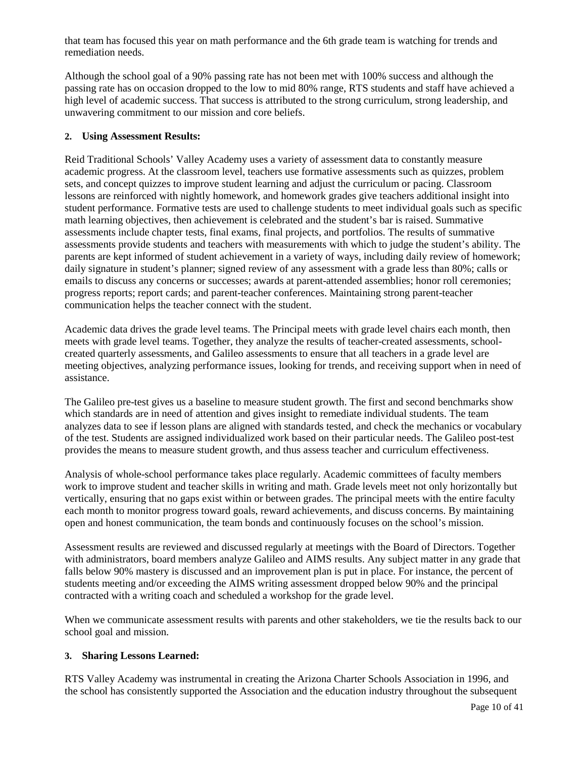that team has focused this year on math performance and the 6th grade team is watching for trends and remediation needs.

Although the school goal of a 90% passing rate has not been met with 100% success and although the passing rate has on occasion dropped to the low to mid 80% range, RTS students and staff have achieved a high level of academic success. That success is attributed to the strong curriculum, strong leadership, and unwavering commitment to our mission and core beliefs.

### 2. Using Assessment Results:

Reid Traditional Schools' Valley Academy uses a variety of assessment data to constantly measure academic progress. At the classroom level, teachers use formative assessments such as quizzes, problem sets, and concept quizzes to improve student learning and adjust the curriculum or pacing. Classroom lessons are reinforced with nightly homework, and homework grades give teachers additional insight into student performance. Formative tests are used to challenge students to meet individual goals such as specific math learning objectives, then achievement is celebrated and the student's bar is raised. Summative assessments include chapter tests, final exams, final projects, and portfolios. The results of summative assessments provide students and teachers with measurements with which to judge the student's ability. The parents are kept informed of student achievement in a variety of ways, including daily review of homework; daily signature in student's planner; signed review of any assessment with a grade less than 80%; calls or emails to discuss any concerns or successes; awards at parent-attended assemblies; honor roll ceremonies; progress reports; report cards; and parent-teacher conferences. Maintaining strong parent-teacher communication helps the teacher connect with the student.

Academic data drives the grade level teams. The Principal meets with grade level chairs each month, then meets with grade level teams. Together, they analyze the results of teacher-created assessments, school-created quarterly assessments, and Galileo assessments to ensure that all teachers in a grade level are meeting objectives, analyzing performance issues, looking for trends, and receiving support when in need of assistance.

The Galileo pre-test gives us a baseline to measure student growth. The first and second benchmarks show which standards are in need of attention and gives insight to remediate individual students. The team analyzes data to see if lesson plans are aligned with standards tested, and check the mechanics or vocabulary of the test. Students are assigned individualized work based on their particular needs. The Galileo post-test provides the means to measure student growth, and thus assess teacher and curriculum effectiveness.

Analysis of whole-school performance takes place regularly. Academic committees of faculty members work to improve student and teacher skills in writing and math. Grade levels meet not only horizontally but vertically, ensuring that no gaps exist within or between grades. The principal meets with the entire faculty each month to monitor progress toward goals, reward achievements, and discuss concerns. By maintaining open and honest communication, the team bonds and continuously focuses on the school's mission.

Assessment results are reviewed and discussed regularly at meetings with the Board of Directors. Together with administrators, board members analyze Galileo and AIMS results. Any subject matter in any grade that falls below 90% mastery is discussed and an improvement plan is put in place. For instance, the percent of students meeting and/or exceeding the AIMS writing assessment dropped below 90% and the principal contracted with a writing coach and scheduled a workshop for the grade level.

When we communicate assessment results with parents and other stakeholders, we tie the results back to our school goal and mission.

### 3. Sharing Lessons Learned:

RTS Valley Academy was instrumental in creating the Arizona Charter Schools Association in 1996, and the school has consistently supported the Association and the education industry throughout the subsequent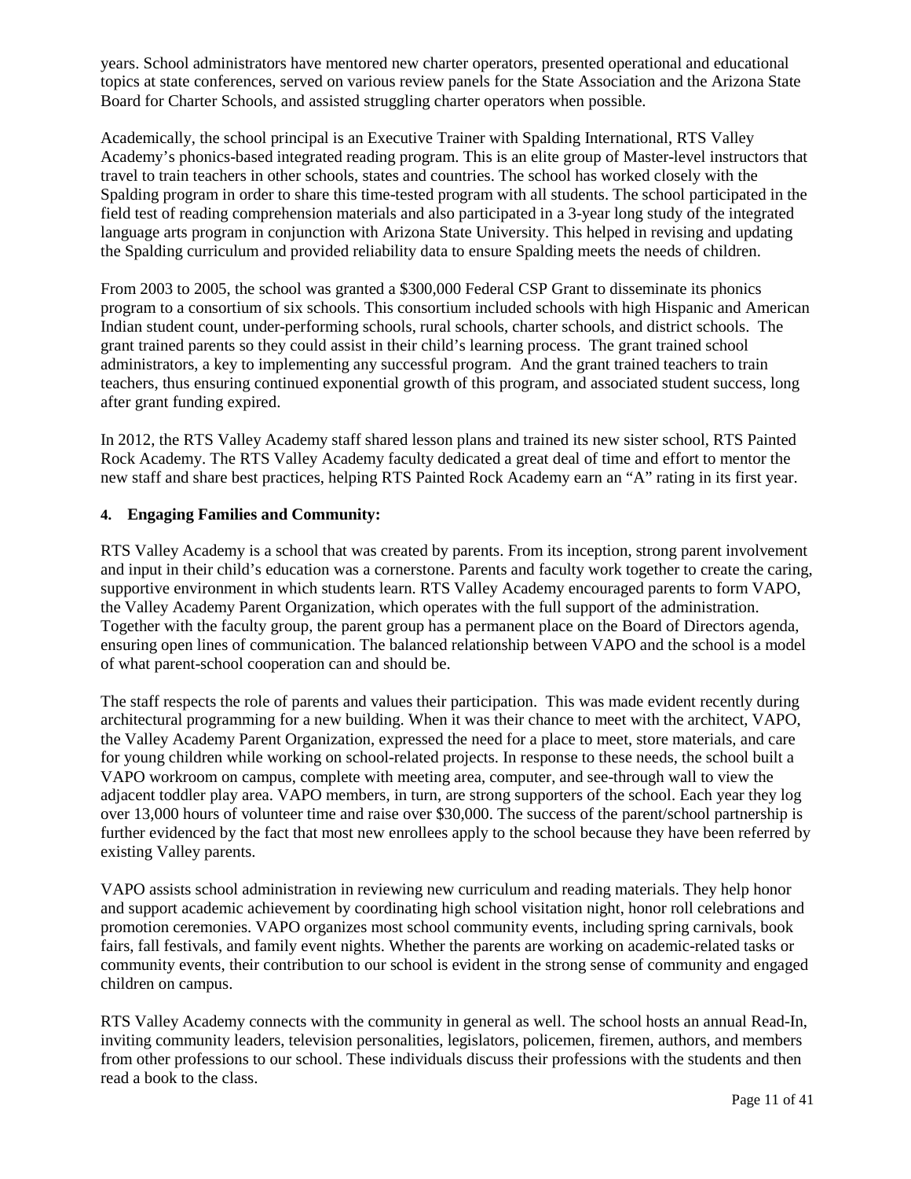years. School administrators have mentored new charter operators, presented operational and educational topics at state conferences, served on various review panels for the State Association and the Arizona State Board for Charter Schools, and assisted struggling charter operators when possible.

Academically, the school principal is an Executive Trainer with Spalding International, RTS Valley Academy's phonics-based integrated reading program. This is an elite group of Master-level instructors that travel to train teachers in other schools, states and countries. The school has worked closely with the Spalding program in order to share this time-tested program with all students. The school participated in the field test of reading comprehension materials and also participated in a 3-year long study of the integrated language arts program in conjunction with Arizona State University. This helped in revising and updating the Spalding curriculum and provided reliability data to ensure Spalding meets the needs of children.

From 2003 to 2005, the school was granted a $300,000 Federal CSP Grant to disseminate its phonics program to a consortium of six schools. This consortium included schools with high Hispanic and American Indian student count, under-performing schools, rural schools, charter schools, and district schools. The grant trained parents so they could assist in their child's learning process. The grant trained school administrators, a key to implementing any successful program. And the grant trained teachers to train teachers, thus ensuring continued exponential growth of this program, and associated student success, long after grant funding expired.

In 2012, the RTS Valley Academy staff shared lesson plans and trained its new sister school, RTS Painted Rock Academy. The RTS Valley Academy faculty dedicated a great deal of time and effort to mentor the new staff and share best practices, helping RTS Painted Rock Academy earn an "A" rating in its first year.

**4. Engaging Families and Community:**

RTS Valley Academy is a school that was created by parents. From its inception, strong parent involvement and input in their child's education was a cornerstone. Parents and faculty work together to create the caring, supportive environment in which students learn. RTS Valley Academy encouraged parents to form VAPO, the Valley Academy Parent Organization, which operates with the full support of the administration. Together with the faculty group, the parent group has a permanent place on the Board of Directors agenda, ensuring open lines of communication. The balanced relationship between VAPO and the school is a model of what parent-school cooperation can and should be.

The staff respects the role of parents and values their participation. This was made evident recently during architectural programming for a new building. When it was their chance to meet with the architect, VAPO, the Valley Academy Parent Organization, expressed the need for a place to meet, store materials, and care for young children while working on school-related projects. In response to these needs, the school built a VAPO workroom on campus, complete with meeting area, computer, and see-through wall to view the adjacent toddler play area. VAPO members, in turn, are strong supporters of the school. Each year they log over 13,000 hours of volunteer time and raise over $30,000. The success of the parent/school partnership is further evidenced by the fact that most new enrollees apply to the school because they have been referred by existing Valley parents.

VAPO assists school administration in reviewing new curriculum and reading materials. They help honor and support academic achievement by coordinating high school visitation night, honor roll celebrations and promotion ceremonies. VAPO organizes most school community events, including spring carnivals, book fairs, fall festivals, and family event nights. Whether the parents are working on academic-related tasks or community events, their contribution to our school is evident in the strong sense of community and engaged children on campus.

RTS Valley Academy connects with the community in general as well. The school hosts an annual Read-In, inviting community leaders, television personalities, legislators, policemen, firemen, authors, and members from other professions to our school. These individuals discuss their professions with the students and then read a book to the class.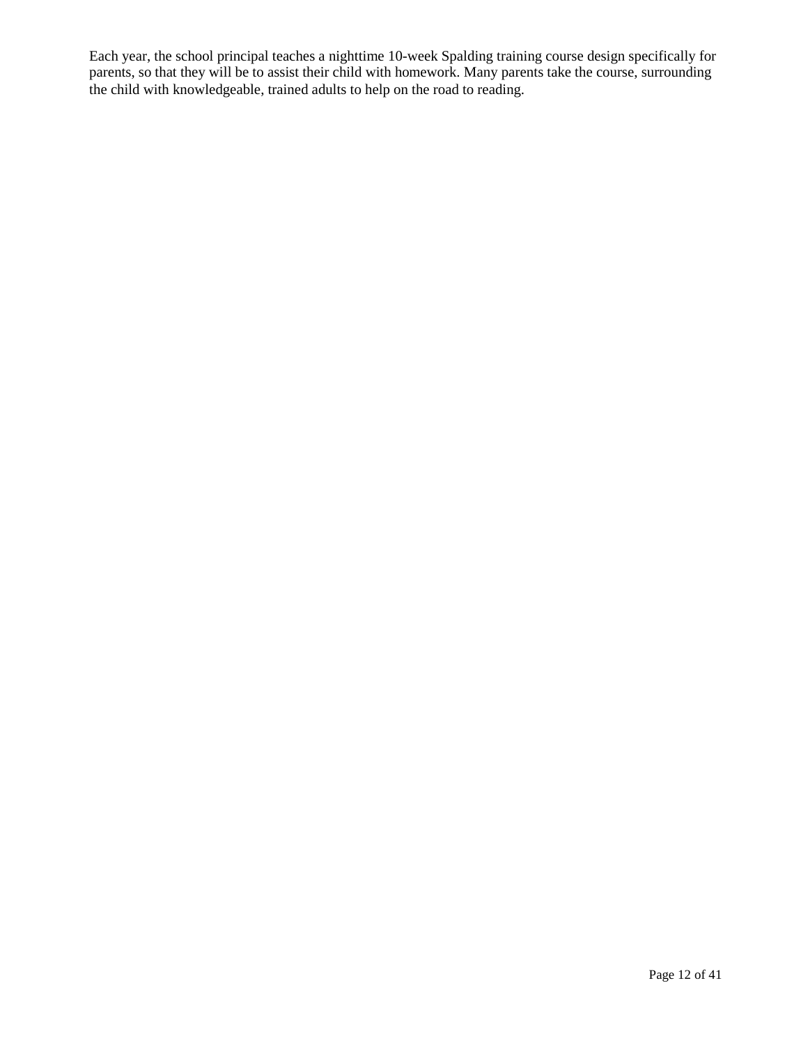Each year, the school principal teaches a nighttime 10-week Spalding training course design specifically for parents, so that they will be to assist their child with homework. Many parents take the course, surrounding the child with knowledgeable, trained adults to help on the road to reading.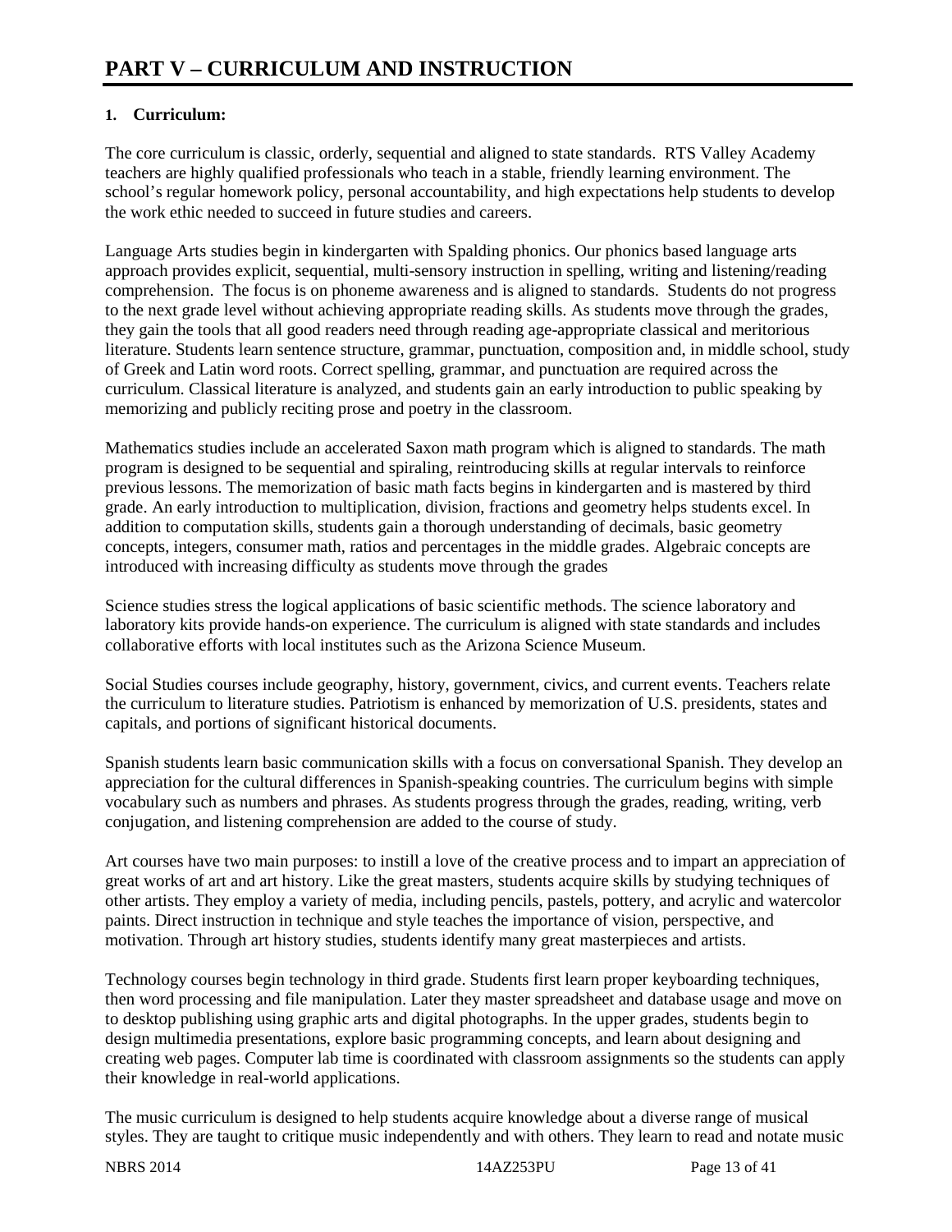# PART V – CURRICULUM AND INSTRUCTION

**1. Curriculum:**

The core curriculum is classic, orderly, sequential and aligned to state standards. RTS Valley Academy teachers are highly qualified professionals who teach in a stable, friendly learning environment. The school's regular homework policy, personal accountability, and high expectations help students to develop the work ethic needed to succeed in future studies and careers.

Language Arts studies begin in kindergarten with Spalding phonics. Our phonics based language arts approach provides explicit, sequential, multi-sensory instruction in spelling, writing and listening/reading comprehension. The focus is on phoneme awareness and is aligned to standards. Students do not progress to the next grade level without achieving appropriate reading skills. As students move through the grades, they gain the tools that all good readers need through reading age-appropriate classical and meritorious literature. Students learn sentence structure, grammar, punctuation, composition and, in middle school, study of Greek and Latin word roots. Correct spelling, grammar, and punctuation are required across the curriculum. Classical literature is analyzed, and students gain an early introduction to public speaking by memorizing and publicly reciting prose and poetry in the classroom.

Mathematics studies include an accelerated Saxon math program which is aligned to standards. The math program is designed to be sequential and spiraling, reintroducing skills at regular intervals to reinforce previous lessons. The memorization of basic math facts begins in kindergarten and is mastered by third grade. An early introduction to multiplication, division, fractions and geometry helps students excel. In addition to computation skills, students gain a thorough understanding of decimals, basic geometry concepts, integers, consumer math, ratios and percentages in the middle grades. Algebraic concepts are introduced with increasing difficulty as students move through the grades

Science studies stress the logical applications of basic scientific methods. The science laboratory and laboratory kits provide hands-on experience. The curriculum is aligned with state standards and includes collaborative efforts with local institutes such as the Arizona Science Museum.

Social Studies courses include geography, history, government, civics, and current events. Teachers relate the curriculum to literature studies. Patriotism is enhanced by memorization of U.S. presidents, states and capitals, and portions of significant historical documents.

Spanish students learn basic communication skills with a focus on conversational Spanish. They develop an appreciation for the cultural differences in Spanish-speaking countries. The curriculum begins with simple vocabulary such as numbers and phrases. As students progress through the grades, reading, writing, verb conjugation, and listening comprehension are added to the course of study.

Art courses have two main purposes: to instill a love of the creative process and to impart an appreciation of great works of art and art history. Like the great masters, students acquire skills by studying techniques of other artists. They employ a variety of media, including pencils, pastels, pottery, and acrylic and watercolor paints. Direct instruction in technique and style teaches the importance of vision, perspective, and motivation. Through art history studies, students identify many great masterpieces and artists.

Technology courses begin technology in third grade. Students first learn proper keyboarding techniques, then word processing and file manipulation. Later they master spreadsheet and database usage and move on to desktop publishing using graphic arts and digital photographs. In the upper grades, students begin to design multimedia presentations, explore basic programming concepts, and learn about designing and creating web pages. Computer lab time is coordinated with classroom assignments so the students can apply their knowledge in real-world applications.

The music curriculum is designed to help students acquire knowledge about a diverse range of musical styles. They are taught to critique music independently and with others. They learn to read and notate music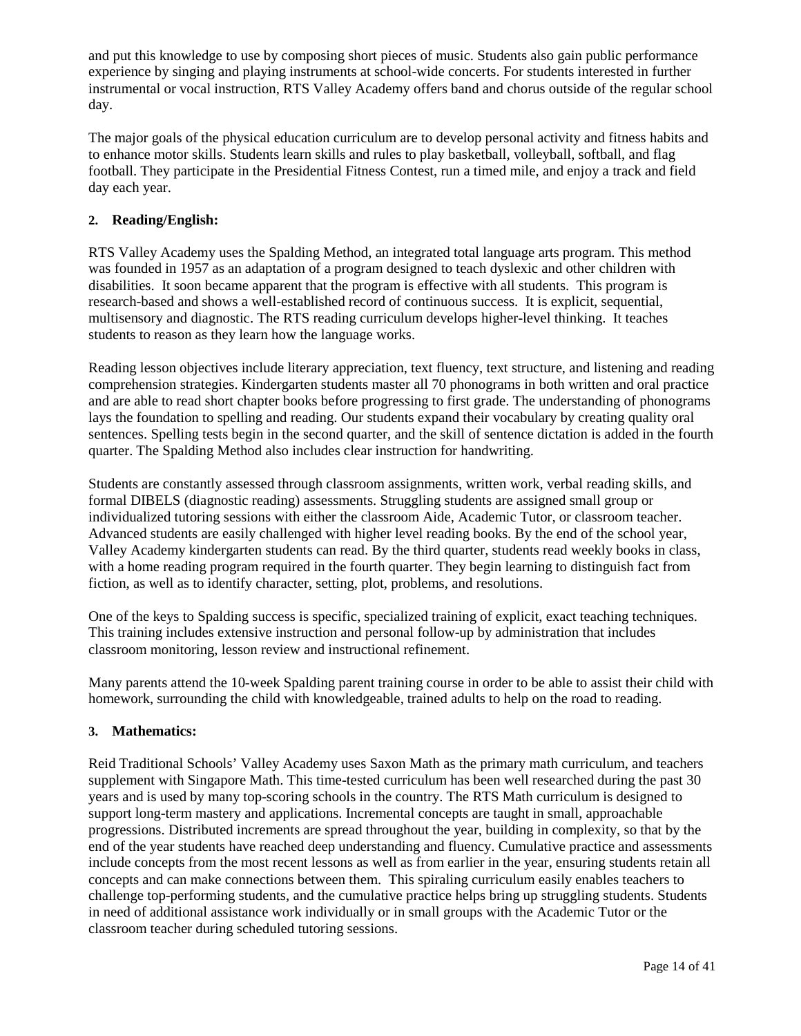and put this knowledge to use by composing short pieces of music. Students also gain public performance experience by singing and playing instruments at school-wide concerts. For students interested in further instrumental or vocal instruction, RTS Valley Academy offers band and chorus outside of the regular school day.

The major goals of the physical education curriculum are to develop personal activity and fitness habits and to enhance motor skills. Students learn skills and rules to play basketball, volleyball, softball, and flag football. They participate in the Presidential Fitness Contest, run a timed mile, and enjoy a track and field day each year.

**2. Reading/English:**

RTS Valley Academy uses the Spalding Method, an integrated total language arts program. This method was founded in 1957 as an adaptation of a program designed to teach dyslexic and other children with disabilities. It soon became apparent that the program is effective with all students. This program is research-based and shows a well-established record of continuous success. It is explicit, sequential, multisensory and diagnostic. The RTS reading curriculum develops higher-level thinking. It teaches students to reason as they learn how the language works.

Reading lesson objectives include literary appreciation, text fluency, text structure, and listening and reading comprehension strategies. Kindergarten students master all 70 phonograms in both written and oral practice and are able to read short chapter books before progressing to first grade. The understanding of phonograms lays the foundation to spelling and reading. Our students expand their vocabulary by creating quality oral sentences. Spelling tests begin in the second quarter, and the skill of sentence dictation is added in the fourth quarter. The Spalding Method also includes clear instruction for handwriting.

Students are constantly assessed through classroom assignments, written work, verbal reading skills, and formal DIBELS (diagnostic reading) assessments. Struggling students are assigned small group or individualized tutoring sessions with either the classroom Aide, Academic Tutor, or classroom teacher. Advanced students are easily challenged with higher level reading books. By the end of the school year, Valley Academy kindergarten students can read. By the third quarter, students read weekly books in class, with a home reading program required in the fourth quarter. They begin learning to distinguish fact from fiction, as well as to identify character, setting, plot, problems, and resolutions.

One of the keys to Spalding success is specific, specialized training of explicit, exact teaching techniques. This training includes extensive instruction and personal follow-up by administration that includes classroom monitoring, lesson review and instructional refinement.

Many parents attend the 10-week Spalding parent training course in order to be able to assist their child with homework, surrounding the child with knowledgeable, trained adults to help on the road to reading.

**3. Mathematics:**

Reid Traditional Schools' Valley Academy uses Saxon Math as the primary math curriculum, and teachers supplement with Singapore Math. This time-tested curriculum has been well researched during the past 30 years and is used by many top-scoring schools in the country. The RTS Math curriculum is designed to support long-term mastery and applications. Incremental concepts are taught in small, approachable progressions. Distributed increments are spread throughout the year, building in complexity, so that by the end of the year students have reached deep understanding and fluency. Cumulative practice and assessments include concepts from the most recent lessons as well as from earlier in the year, ensuring students retain all concepts and can make connections between them. This spiraling curriculum easily enables teachers to challenge top-performing students, and the cumulative practice helps bring up struggling students. Students in need of additional assistance work individually or in small groups with the Academic Tutor or the classroom teacher during scheduled tutoring sessions.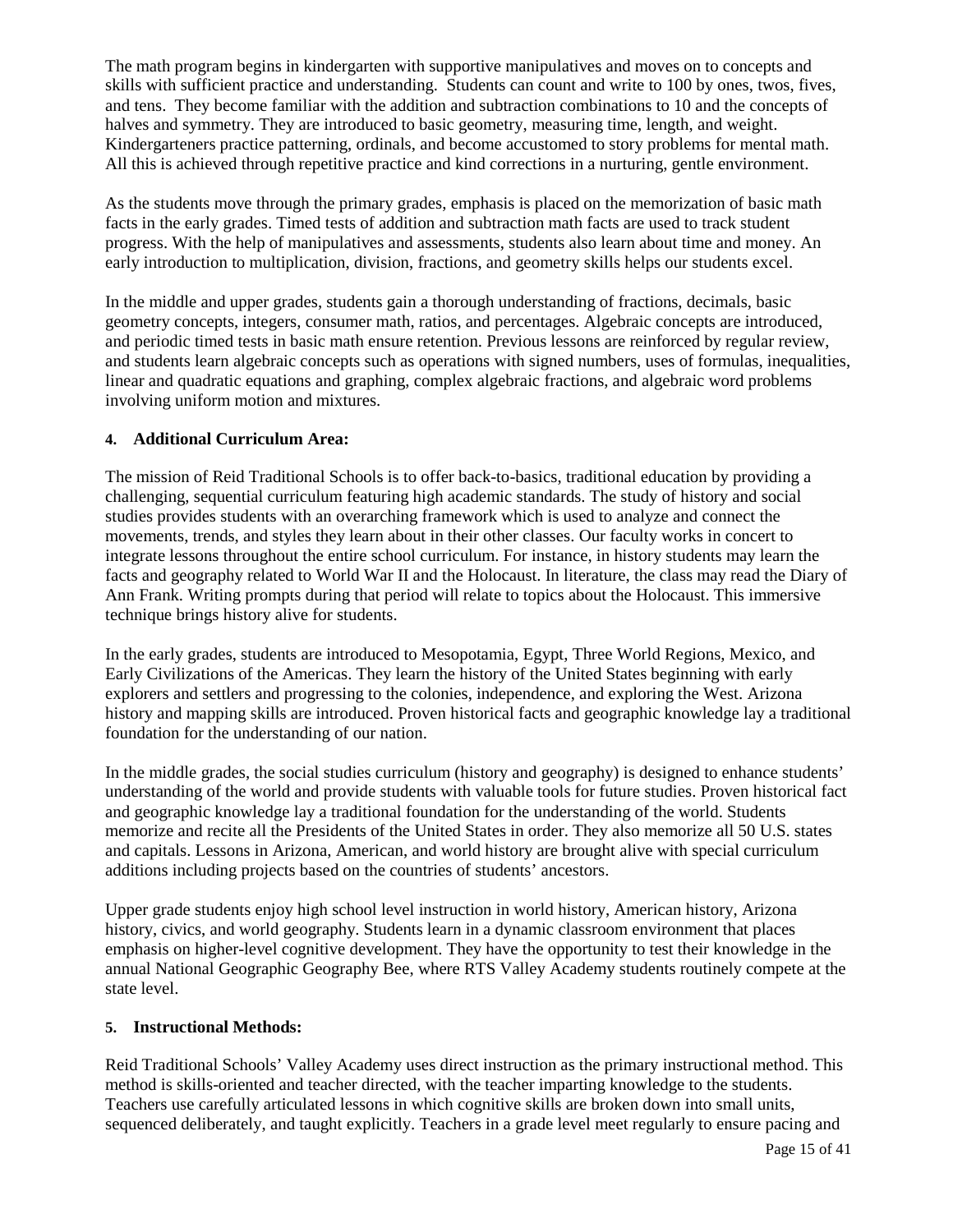The math program begins in kindergarten with supportive manipulatives and moves on to concepts and skills with sufficient practice and understanding.  Students can count and write to 100 by ones, twos, fives, and tens.  They become familiar with the addition and subtraction combinations to 10 and the concepts of halves and symmetry. They are introduced to basic geometry, measuring time, length, and weight. Kindergarteners practice patterning, ordinals, and become accustomed to story problems for mental math. All this is achieved through repetitive practice and kind corrections in a nurturing, gentle environment.

As the students move through the primary grades, emphasis is placed on the memorization of basic math facts in the early grades. Timed tests of addition and subtraction math facts are used to track student progress. With the help of manipulatives and assessments, students also learn about time and money. An early introduction to multiplication, division, fractions, and geometry skills helps our students excel.

In the middle and upper grades, students gain a thorough understanding of fractions, decimals, basic geometry concepts, integers, consumer math, ratios, and percentages. Algebraic concepts are introduced, and periodic timed tests in basic math ensure retention. Previous lessons are reinforced by regular review, and students learn algebraic concepts such as operations with signed numbers, uses of formulas, inequalities, linear and quadratic equations and graphing, complex algebraic fractions, and algebraic word problems involving uniform motion and mixtures.

**4. Additional Curriculum Area:**

The mission of Reid Traditional Schools is to offer back-to-basics, traditional education by providing a challenging, sequential curriculum featuring high academic standards. The study of history and social studies provides students with an overarching framework which is used to analyze and connect the movements, trends, and styles they learn about in their other classes. Our faculty works in concert to integrate lessons throughout the entire school curriculum. For instance, in history students may learn the facts and geography related to World War II and the Holocaust. In literature, the class may read the Diary of Ann Frank. Writing prompts during that period will relate to topics about the Holocaust. This immersive technique brings history alive for students.

In the early grades, students are introduced to Mesopotamia, Egypt, Three World Regions, Mexico, and Early Civilizations of the Americas. They learn the history of the United States beginning with early explorers and settlers and progressing to the colonies, independence, and exploring the West. Arizona history and mapping skills are introduced. Proven historical facts and geographic knowledge lay a traditional foundation for the understanding of our nation.

In the middle grades, the social studies curriculum (history and geography) is designed to enhance students' understanding of the world and provide students with valuable tools for future studies. Proven historical fact and geographic knowledge lay a traditional foundation for the understanding of the world. Students memorize and recite all the Presidents of the United States in order. They also memorize all 50 U.S. states and capitals. Lessons in Arizona, American, and world history are brought alive with special curriculum additions including projects based on the countries of students' ancestors.

Upper grade students enjoy high school level instruction in world history, American history, Arizona history, civics, and world geography. Students learn in a dynamic classroom environment that places emphasis on higher-level cognitive development. They have the opportunity to test their knowledge in the annual National Geographic Geography Bee, where RTS Valley Academy students routinely compete at the state level.

**5. Instructional Methods:**

Reid Traditional Schools' Valley Academy uses direct instruction as the primary instructional method. This method is skills-oriented and teacher directed, with the teacher imparting knowledge to the students. Teachers use carefully articulated lessons in which cognitive skills are broken down into small units, sequenced deliberately, and taught explicitly. Teachers in a grade level meet regularly to ensure pacing and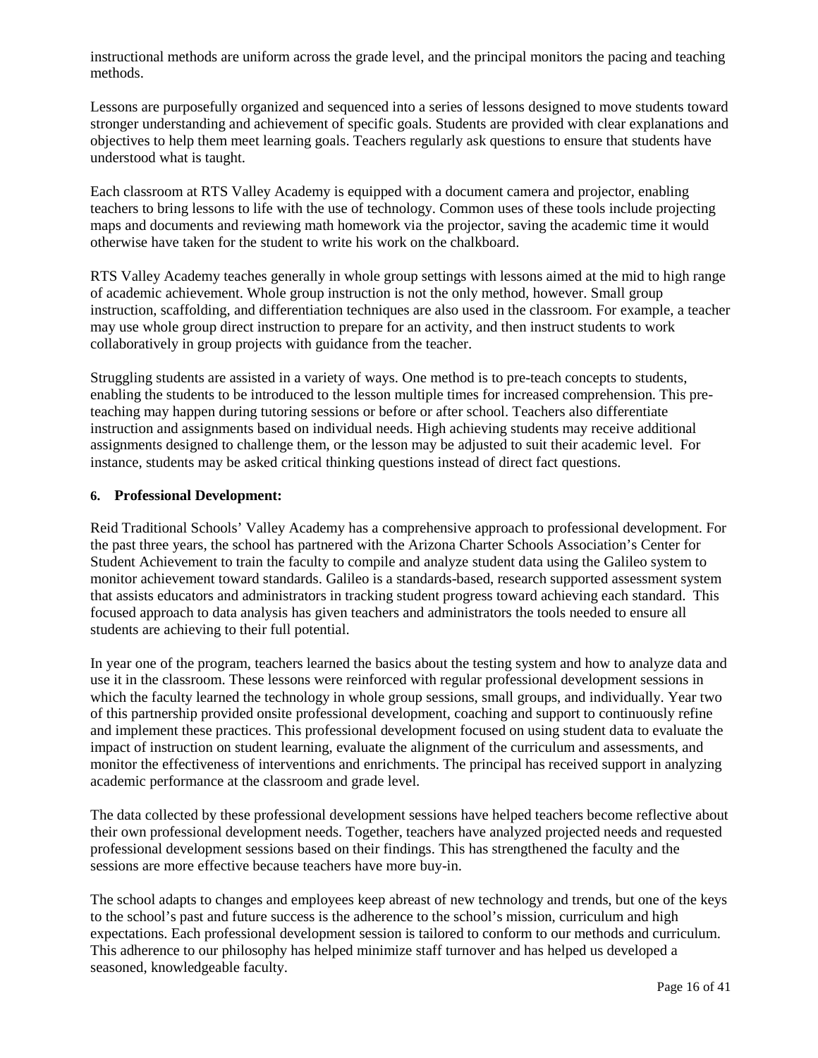instructional methods are uniform across the grade level, and the principal monitors the pacing and teaching methods.

Lessons are purposefully organized and sequenced into a series of lessons designed to move students toward stronger understanding and achievement of specific goals. Students are provided with clear explanations and objectives to help them meet learning goals. Teachers regularly ask questions to ensure that students have understood what is taught.

Each classroom at RTS Valley Academy is equipped with a document camera and projector, enabling teachers to bring lessons to life with the use of technology. Common uses of these tools include projecting maps and documents and reviewing math homework via the projector, saving the academic time it would otherwise have taken for the student to write his work on the chalkboard.

RTS Valley Academy teaches generally in whole group settings with lessons aimed at the mid to high range of academic achievement. Whole group instruction is not the only method, however. Small group instruction, scaffolding, and differentiation techniques are also used in the classroom. For example, a teacher may use whole group direct instruction to prepare for an activity, and then instruct students to work collaboratively in group projects with guidance from the teacher.

Struggling students are assisted in a variety of ways. One method is to pre-teach concepts to students, enabling the students to be introduced to the lesson multiple times for increased comprehension. This pre-teaching may happen during tutoring sessions or before or after school. Teachers also differentiate instruction and assignments based on individual needs. High achieving students may receive additional assignments designed to challenge them, or the lesson may be adjusted to suit their academic level. For instance, students may be asked critical thinking questions instead of direct fact questions.

**6. Professional Development:**

Reid Traditional Schools' Valley Academy has a comprehensive approach to professional development. For the past three years, the school has partnered with the Arizona Charter Schools Association's Center for Student Achievement to train the faculty to compile and analyze student data using the Galileo system to monitor achievement toward standards. Galileo is a standards-based, research supported assessment system that assists educators and administrators in tracking student progress toward achieving each standard. This focused approach to data analysis has given teachers and administrators the tools needed to ensure all students are achieving to their full potential.

In year one of the program, teachers learned the basics about the testing system and how to analyze data and use it in the classroom. These lessons were reinforced with regular professional development sessions in which the faculty learned the technology in whole group sessions, small groups, and individually. Year two of this partnership provided onsite professional development, coaching and support to continuously refine and implement these practices. This professional development focused on using student data to evaluate the impact of instruction on student learning, evaluate the alignment of the curriculum and assessments, and monitor the effectiveness of interventions and enrichments. The principal has received support in analyzing academic performance at the classroom and grade level.

The data collected by these professional development sessions have helped teachers become reflective about their own professional development needs. Together, teachers have analyzed projected needs and requested professional development sessions based on their findings. This has strengthened the faculty and the sessions are more effective because teachers have more buy-in.

The school adapts to changes and employees keep abreast of new technology and trends, but one of the keys to the school's past and future success is the adherence to the school's mission, curriculum and high expectations. Each professional development session is tailored to conform to our methods and curriculum. This adherence to our philosophy has helped minimize staff turnover and has helped us developed a seasoned, knowledgeable faculty.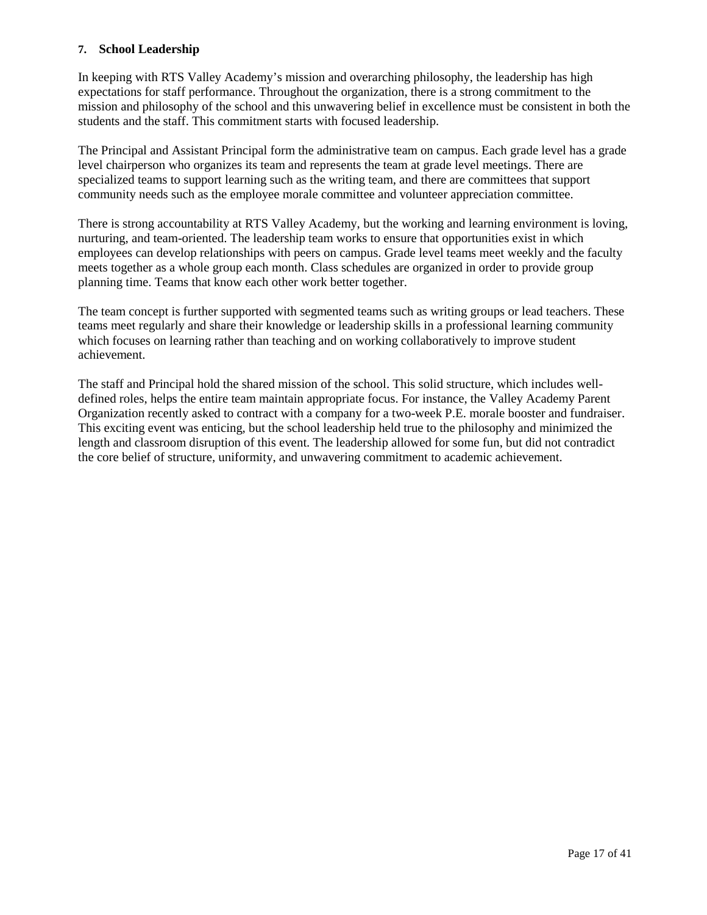### 7. School Leadership

In keeping with RTS Valley Academy's mission and overarching philosophy, the leadership has high expectations for staff performance. Throughout the organization, there is a strong commitment to the mission and philosophy of the school and this unwavering belief in excellence must be consistent in both the students and the staff. This commitment starts with focused leadership.

The Principal and Assistant Principal form the administrative team on campus. Each grade level has a grade level chairperson who organizes its team and represents the team at grade level meetings. There are specialized teams to support learning such as the writing team, and there are committees that support community needs such as the employee morale committee and volunteer appreciation committee.

There is strong accountability at RTS Valley Academy, but the working and learning environment is loving, nurturing, and team-oriented. The leadership team works to ensure that opportunities exist in which employees can develop relationships with peers on campus. Grade level teams meet weekly and the faculty meets together as a whole group each month. Class schedules are organized in order to provide group planning time. Teams that know each other work better together.

The team concept is further supported with segmented teams such as writing groups or lead teachers. These teams meet regularly and share their knowledge or leadership skills in a professional learning community which focuses on learning rather than teaching and on working collaboratively to improve student achievement.

The staff and Principal hold the shared mission of the school. This solid structure, which includes well-defined roles, helps the entire team maintain appropriate focus. For instance, the Valley Academy Parent Organization recently asked to contract with a company for a two-week P.E. morale booster and fundraiser. This exciting event was enticing, but the school leadership held true to the philosophy and minimized the length and classroom disruption of this event. The leadership allowed for some fun, but did not contradict the core belief of structure, uniformity, and unwavering commitment to academic achievement.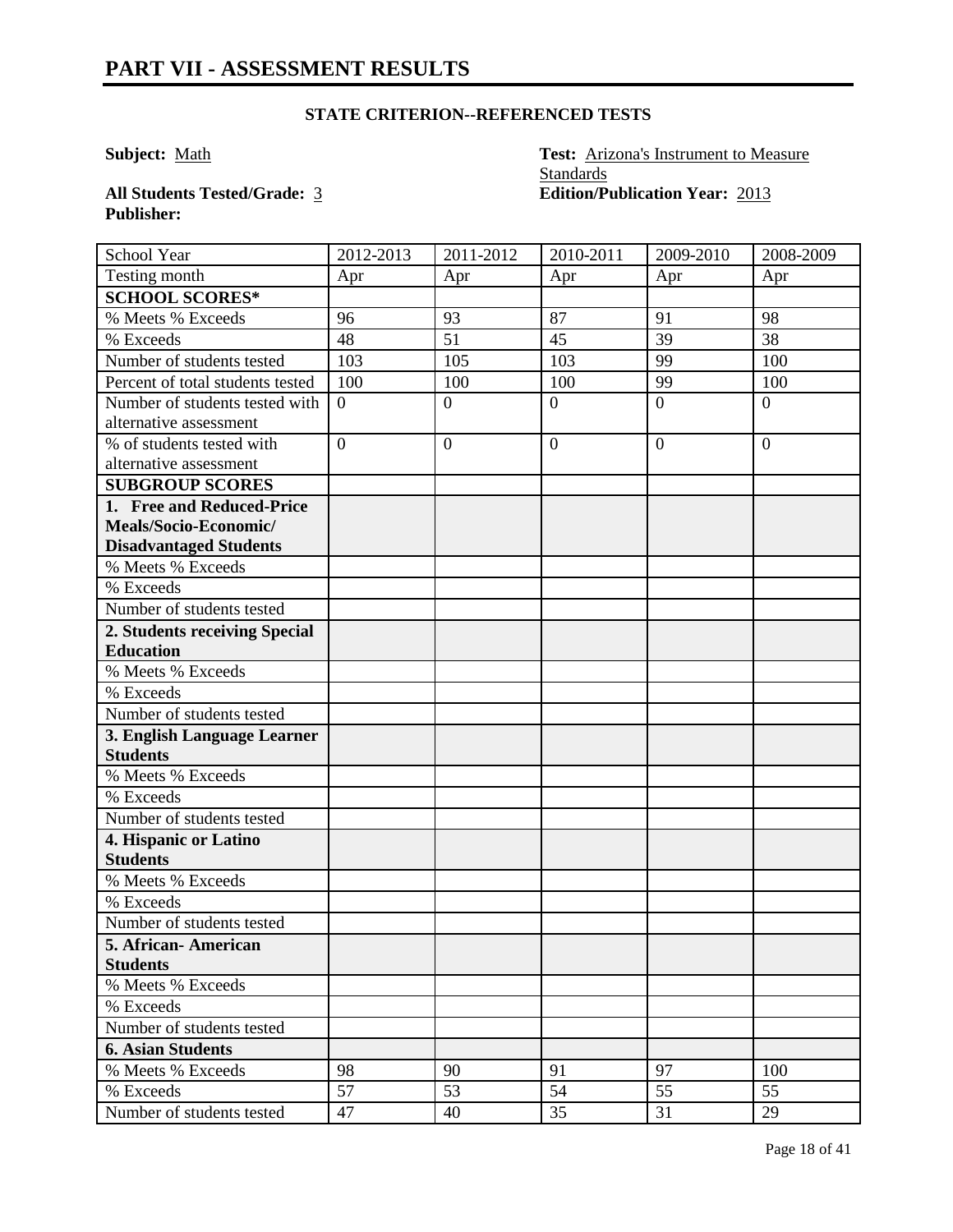# PART VII - ASSESSMENT RESULTS

### STATE CRITERION--REFERENCED TESTS

**Subject:** Math

**Test:** Arizona's Instrument to Measure Standards

**All Students Tested/Grade:** 3

**Edition/Publication Year:** 2013

**Publisher:**

| School Year | 2012-2013 | 2011-2012 | 2010-2011 | 2009-2010 | 2008-2009 |
|---|---|---|---|---|---|
| Testing month | Apr | Apr | Apr | Apr | Apr |
| **SCHOOL SCORES*** | | | | | |
| % Meets % Exceeds | 96 | 93 | 87 | 91 | 98 |
| % Exceeds | 48 | 51 | 45 | 39 | 38 |
| Number of students tested | 103 | 105 | 103 | 99 | 100 |
| Percent of total students tested | 100 | 100 | 100 | 99 | 100 |
| Number of students tested with alternative assessment | 0 | 0 | 0 | 0 | 0 |
| % of students tested with alternative assessment | 0 | 0 | 0 | 0 | 0 |
| **SUBGROUP SCORES** | | | | | |
| **1. Free and Reduced-Price Meals/Socio-Economic/ Disadvantaged Students** | | | | | |
| % Meets % Exceeds | | | | | |
| % Exceeds | | | | | |
| Number of students tested | | | | | |
| **2. Students receiving Special Education** | | | | | |
| % Meets % Exceeds | | | | | |
| % Exceeds | | | | | |
| Number of students tested | | | | | |
| **3. English Language Learner Students** | | | | | |
| % Meets % Exceeds | | | | | |
| % Exceeds | | | | | |
| Number of students tested | | | | | |
| **4. Hispanic or Latino Students** | | | | | |
| % Meets % Exceeds | | | | | |
| % Exceeds | | | | | |
| Number of students tested | | | | | |
| **5. African- American Students** | | | | | |
| % Meets % Exceeds | | | | | |
| % Exceeds | | | | | |
| Number of students tested | | | | | |
| **6. Asian Students** | | | | | |
| % Meets % Exceeds | 98 | 90 | 91 | 97 | 100 |
| % Exceeds | 57 | 53 | 54 | 55 | 55 |
| Number of students tested | 47 | 40 | 35 | 31 | 29 |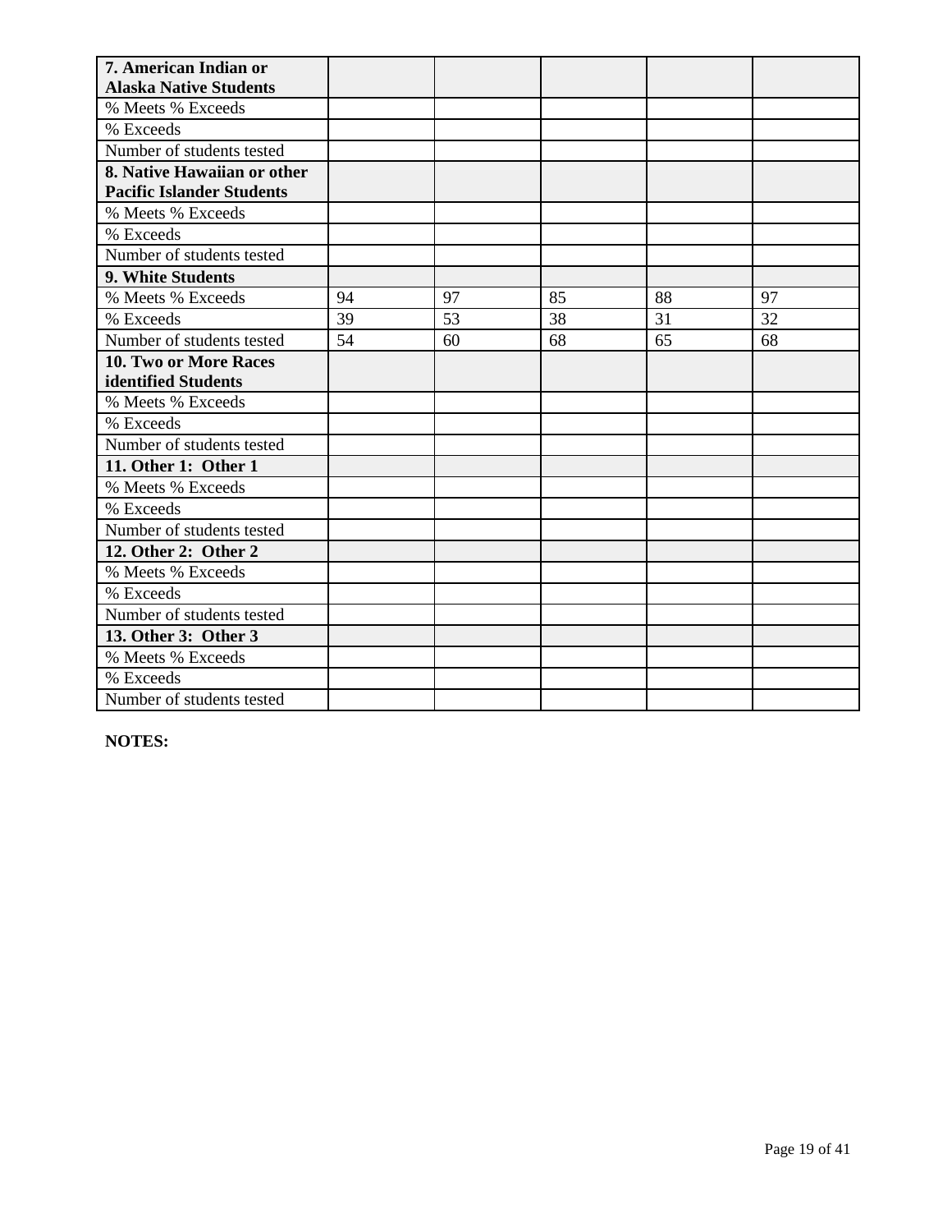| 7. American Indian or Alaska Native Students | | | | | |
|---|---|---|---|---|---|
| % Meets % Exceeds | | | | | |
| % Exceeds | | | | | |
| Number of students tested | | | | | |
| **8. Native Hawaiian or other Pacific Islander Students** | | | | | |
| % Meets % Exceeds | | | | | |
| % Exceeds | | | | | |
| Number of students tested | | | | | |
| **9. White Students** | | | | | |
| % Meets % Exceeds | 94 | 97 | 85 | 88 | 97 |
| % Exceeds | 39 | 53 | 38 | 31 | 32 |
| Number of students tested | 54 | 60 | 68 | 65 | 68 |
| **10. Two or More Races identified Students** | | | | | |
| % Meets % Exceeds | | | | | |
| % Exceeds | | | | | |
| Number of students tested | | | | | |
| **11. Other 1: Other 1** | | | | | |
| % Meets % Exceeds | | | | | |
| % Exceeds | | | | | |
| Number of students tested | | | | | |
| **12. Other 2: Other 2** | | | | | |
| % Meets % Exceeds | | | | | |
| % Exceeds | | | | | |
| Number of students tested | | | | | |
| **13. Other 3: Other 3** | | | | | |
| % Meets % Exceeds | | | | | |
| % Exceeds | | | | | |
| Number of students tested | | | | | |

**NOTES:**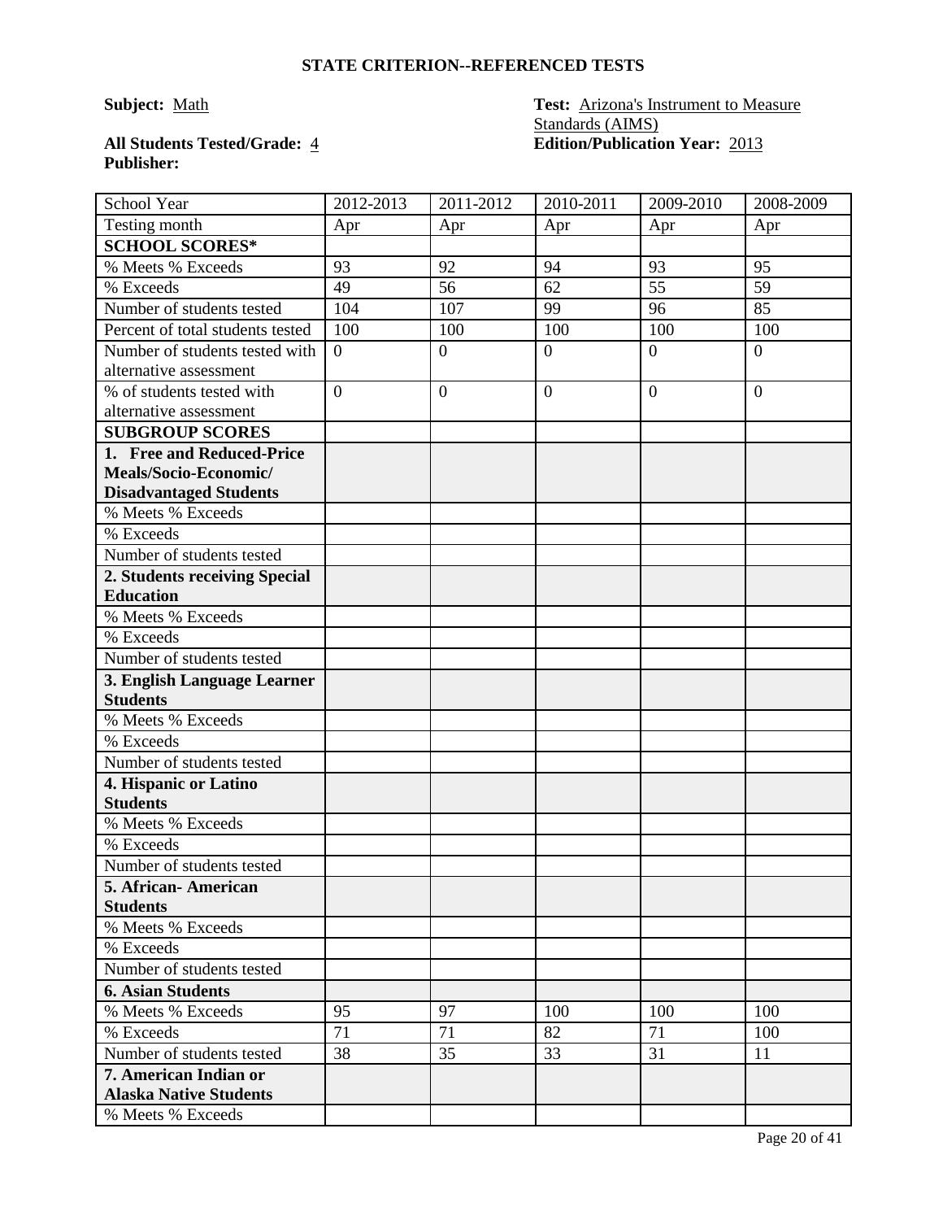## STATE CRITERION--REFERENCED TESTS

**Subject:** Math

**Test:** Arizona's Instrument to Measure Standards (AIMS)

**All Students Tested/Grade:** 4

**Edition/Publication Year:** 2013

**Publisher:**

| School Year | 2012-2013 | 2011-2012 | 2010-2011 | 2009-2010 | 2008-2009 |
|---|---|---|---|---|---|
| Testing month | Apr | Apr | Apr | Apr | Apr |
| **SCHOOL SCORES*** | | | | | |
| % Meets % Exceeds | 93 | 92 | 94 | 93 | 95 |
| % Exceeds | 49 | 56 | 62 | 55 | 59 |
| Number of students tested | 104 | 107 | 99 | 96 | 85 |
| Percent of total students tested | 100 | 100 | 100 | 100 | 100 |
| Number of students tested with alternative assessment | 0 | 0 | 0 | 0 | 0 |
| % of students tested with alternative assessment | 0 | 0 | 0 | 0 | 0 |
| **SUBGROUP SCORES** | | | | | |
| **1. Free and Reduced-Price Meals/Socio-Economic/ Disadvantaged Students** | | | | | |
| % Meets % Exceeds | | | | | |
| % Exceeds | | | | | |
| Number of students tested | | | | | |
| **2. Students receiving Special Education** | | | | | |
| % Meets % Exceeds | | | | | |
| % Exceeds | | | | | |
| Number of students tested | | | | | |
| **3. English Language Learner Students** | | | | | |
| % Meets % Exceeds | | | | | |
| % Exceeds | | | | | |
| Number of students tested | | | | | |
| **4. Hispanic or Latino Students** | | | | | |
| % Meets % Exceeds | | | | | |
| % Exceeds | | | | | |
| Number of students tested | | | | | |
| **5. African- American Students** | | | | | |
| % Meets % Exceeds | | | | | |
| % Exceeds | | | | | |
| Number of students tested | | | | | |
| **6. Asian Students** | | | | | |
| % Meets % Exceeds | 95 | 97 | 100 | 100 | 100 |
| % Exceeds | 71 | 71 | 82 | 71 | 100 |
| Number of students tested | 38 | 35 | 33 | 31 | 11 |
| **7. American Indian or Alaska Native Students** | | | | | |
| % Meets % Exceeds | | | | | |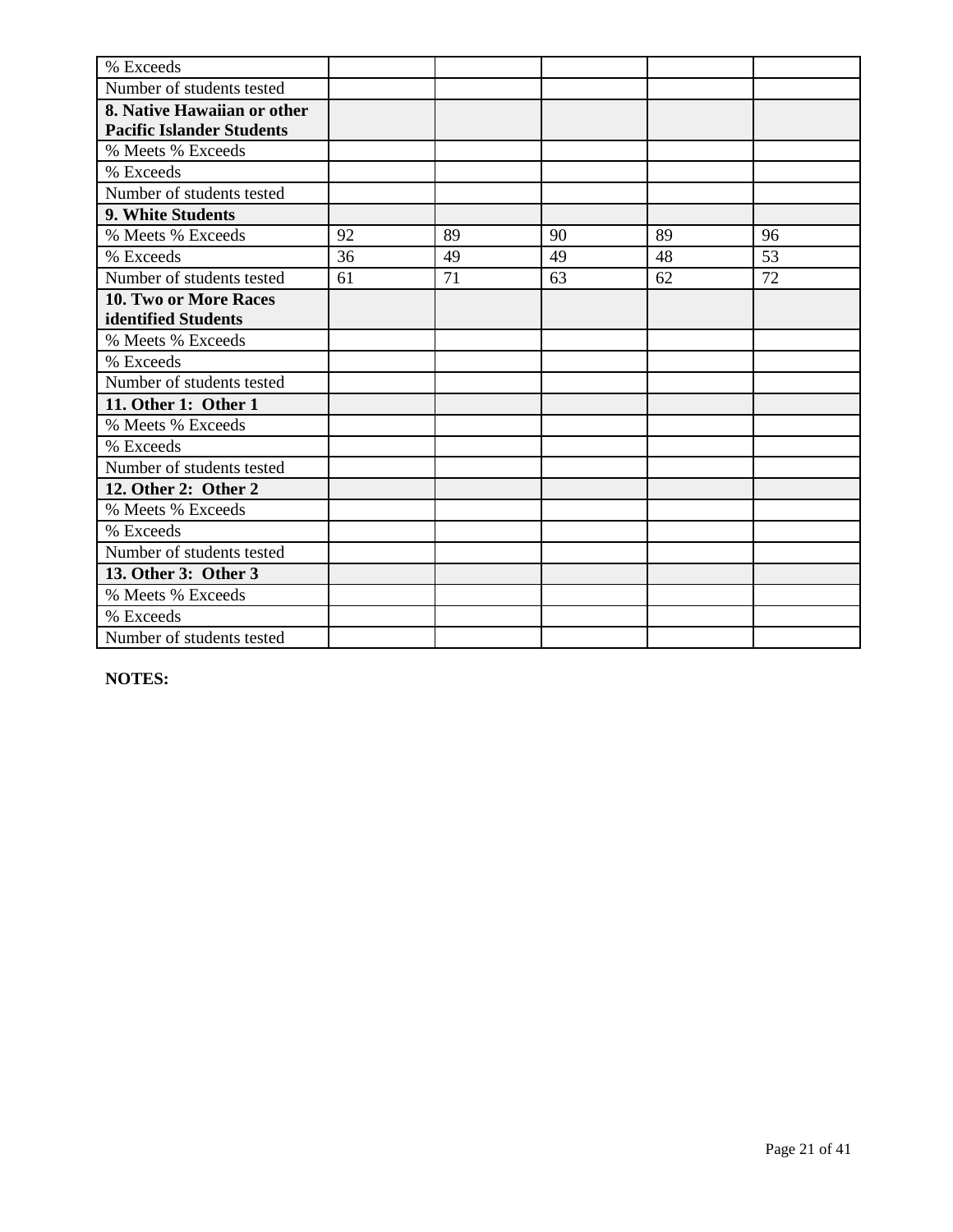| | | | | | |
|---|---|---|---|---|---|
| % Exceeds | | | | | |
| Number of students tested | | | | | |
| **8. Native Hawaiian or other Pacific Islander Students** | | | | | |
| % Meets % Exceeds | | | | | |
| % Exceeds | | | | | |
| Number of students tested | | | | | |
| **9. White Students** | | | | | |
| % Meets % Exceeds | 92 | 89 | 90 | 89 | 96 |
| % Exceeds | 36 | 49 | 49 | 48 | 53 |
| Number of students tested | 61 | 71 | 63 | 62 | 72 |
| **10. Two or More Races identified Students** | | | | | |
| % Meets % Exceeds | | | | | |
| % Exceeds | | | | | |
| Number of students tested | | | | | |
| **11. Other 1: Other 1** | | | | | |
| % Meets % Exceeds | | | | | |
| % Exceeds | | | | | |
| Number of students tested | | | | | |
| **12. Other 2: Other 2** | | | | | |
| % Meets % Exceeds | | | | | |
| % Exceeds | | | | | |
| Number of students tested | | | | | |
| **13. Other 3: Other 3** | | | | | |
| % Meets % Exceeds | | | | | |
| % Exceeds | | | | | |
| Number of students tested | | | | | |

**NOTES:**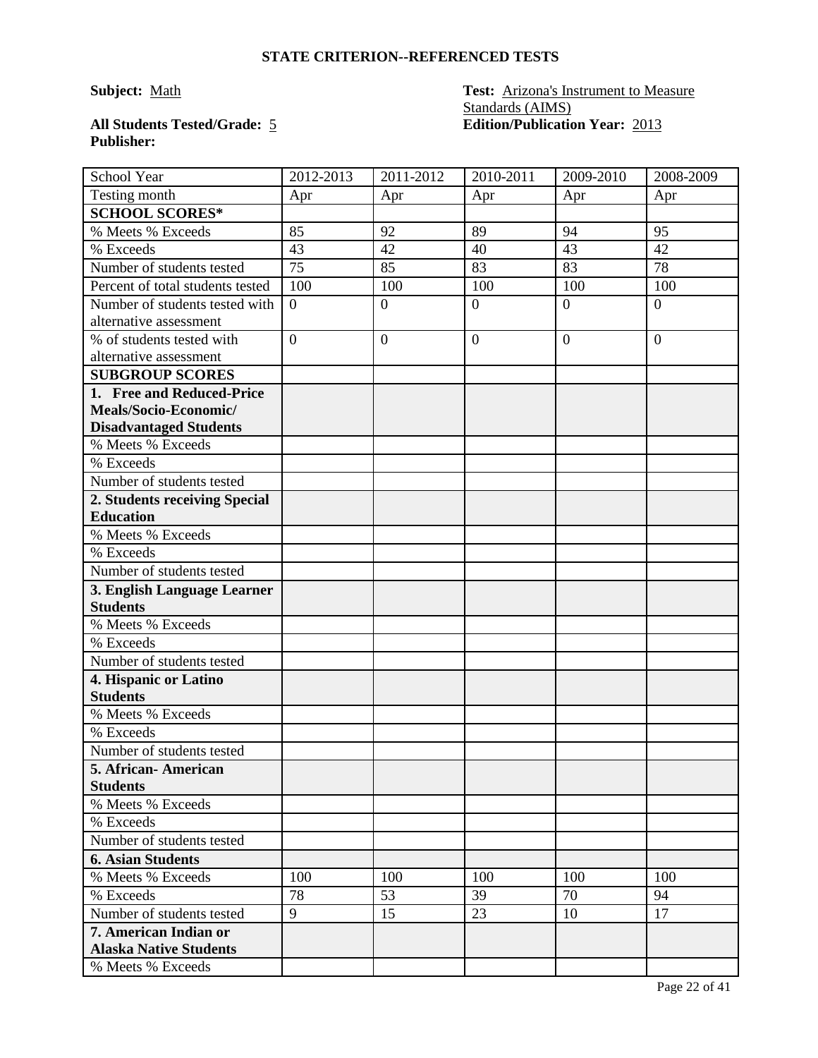## STATE CRITERION--REFERENCED TESTS

**Subject:** Math

**Test:** Arizona's Instrument to Measure Standards (AIMS)

**All Students Tested/Grade:** 5

**Edition/Publication Year:** 2013

**Publisher:**

| School Year | 2012-2013 | 2011-2012 | 2010-2011 | 2009-2010 | 2008-2009 |
|---|---|---|---|---|---|
| Testing month | Apr | Apr | Apr | Apr | Apr |
| **SCHOOL SCORES*** | | | | | |
| % Meets % Exceeds | 85 | 92 | 89 | 94 | 95 |
| % Exceeds | 43 | 42 | 40 | 43 | 42 |
| Number of students tested | 75 | 85 | 83 | 83 | 78 |
| Percent of total students tested | 100 | 100 | 100 | 100 | 100 |
| Number of students tested with alternative assessment | 0 | 0 | 0 | 0 | 0 |
| % of students tested with alternative assessment | 0 | 0 | 0 | 0 | 0 |
| **SUBGROUP SCORES** | | | | | |
| **1. Free and Reduced-Price Meals/Socio-Economic/ Disadvantaged Students** | | | | | |
| % Meets % Exceeds | | | | | |
| % Exceeds | | | | | |
| Number of students tested | | | | | |
| **2. Students receiving Special Education** | | | | | |
| % Meets % Exceeds | | | | | |
| % Exceeds | | | | | |
| Number of students tested | | | | | |
| **3. English Language Learner Students** | | | | | |
| % Meets % Exceeds | | | | | |
| % Exceeds | | | | | |
| Number of students tested | | | | | |
| **4. Hispanic or Latino Students** | | | | | |
| % Meets % Exceeds | | | | | |
| % Exceeds | | | | | |
| Number of students tested | | | | | |
| **5. African- American Students** | | | | | |
| % Meets % Exceeds | | | | | |
| % Exceeds | | | | | |
| Number of students tested | | | | | |
| **6. Asian Students** | | | | | |
| % Meets % Exceeds | 100 | 100 | 100 | 100 | 100 |
| % Exceeds | 78 | 53 | 39 | 70 | 94 |
| Number of students tested | 9 | 15 | 23 | 10 | 17 |
| **7. American Indian or Alaska Native Students** | | | | | |
| % Meets % Exceeds | | | | | |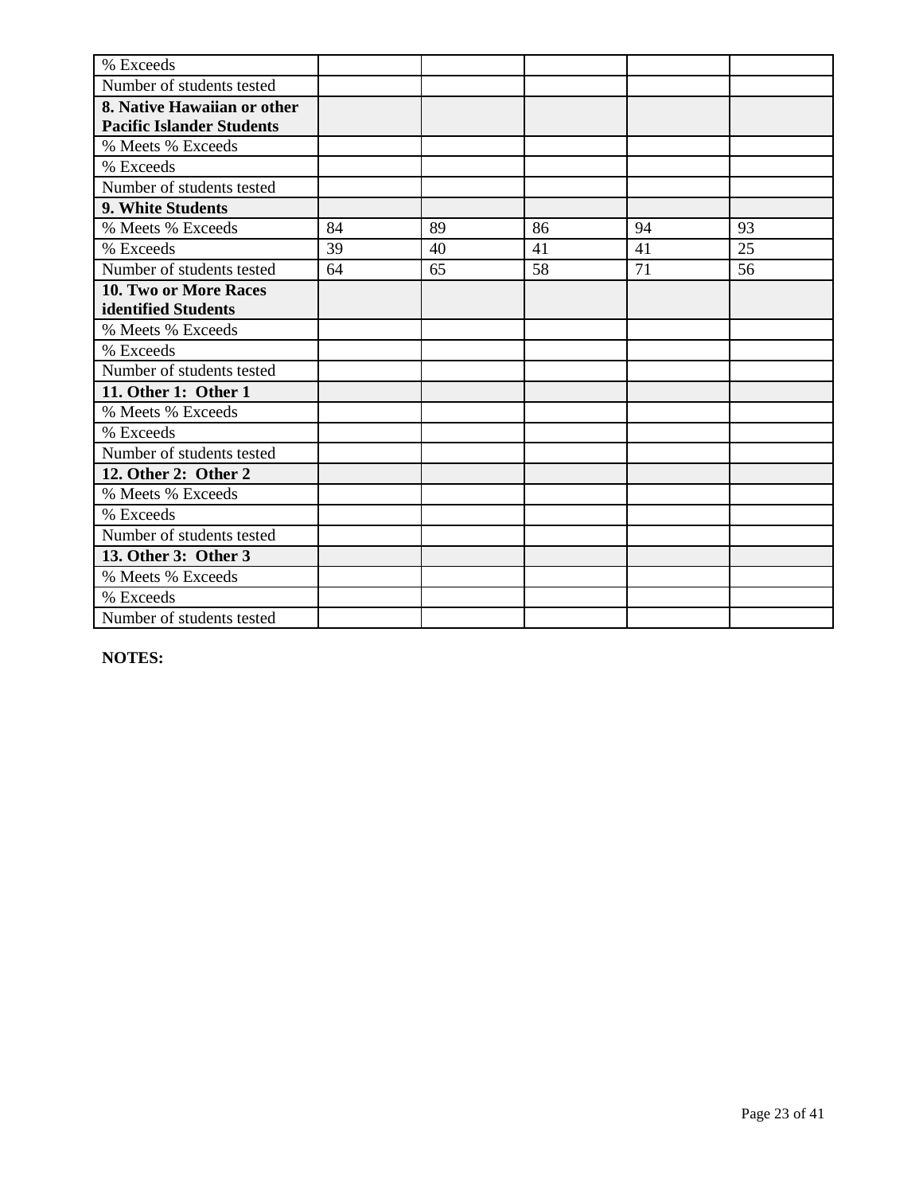| % Exceeds | | | | | |
|---|---|---|---|---|---|
| Number of students tested | | | | | |
| **8. Native Hawaiian or other Pacific Islander Students** | | | | | |
| % Meets % Exceeds | | | | | |
| % Exceeds | | | | | |
| Number of students tested | | | | | |
| **9. White Students** | | | | | |
| % Meets % Exceeds | 84 | 89 | 86 | 94 | 93 |
| % Exceeds | 39 | 40 | 41 | 41 | 25 |
| Number of students tested | 64 | 65 | 58 | 71 | 56 |
| **10. Two or More Races identified Students** | | | | | |
| % Meets % Exceeds | | | | | |
| % Exceeds | | | | | |
| Number of students tested | | | | | |
| **11. Other 1: Other 1** | | | | | |
| % Meets % Exceeds | | | | | |
| % Exceeds | | | | | |
| Number of students tested | | | | | |
| **12. Other 2: Other 2** | | | | | |
| % Meets % Exceeds | | | | | |
| % Exceeds | | | | | |
| Number of students tested | | | | | |
| **13. Other 3: Other 3** | | | | | |
| % Meets % Exceeds | | | | | |
| % Exceeds | | | | | |
| Number of students tested | | | | | |

**NOTES:**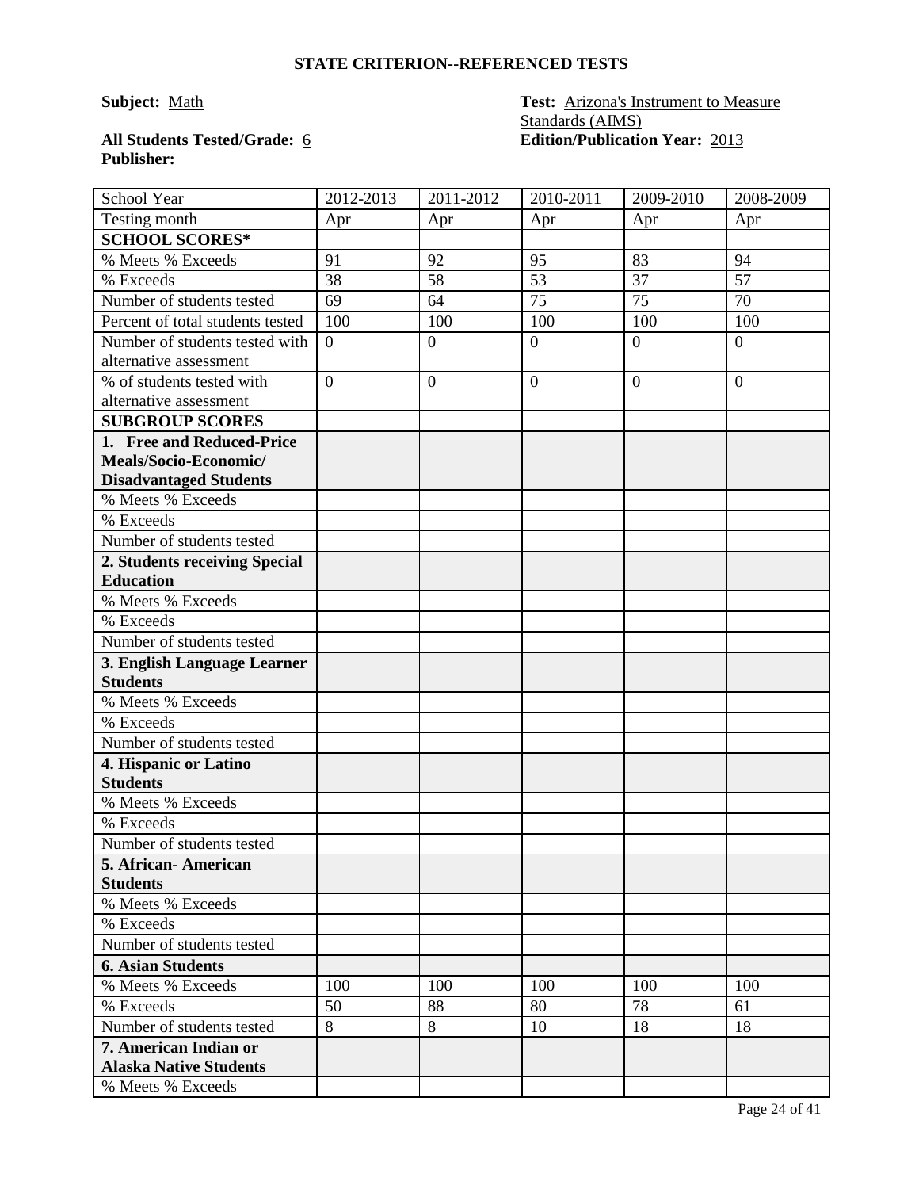## STATE CRITERION--REFERENCED TESTS

**Subject:** Math

**Test:** Arizona's Instrument to Measure Standards (AIMS)

**All Students Tested/Grade:** 6

**Edition/Publication Year:** 2013

**Publisher:**

| School Year | 2012-2013 | 2011-2012 | 2010-2011 | 2009-2010 | 2008-2009 |
|---|---|---|---|---|---|
| Testing month | Apr | Apr | Apr | Apr | Apr |
| **SCHOOL SCORES*** | | | | | |
| % Meets % Exceeds | 91 | 92 | 95 | 83 | 94 |
| % Exceeds | 38 | 58 | 53 | 37 | 57 |
| Number of students tested | 69 | 64 | 75 | 75 | 70 |
| Percent of total students tested | 100 | 100 | 100 | 100 | 100 |
| Number of students tested with alternative assessment | 0 | 0 | 0 | 0 | 0 |
| % of students tested with alternative assessment | 0 | 0 | 0 | 0 | 0 |
| **SUBGROUP SCORES** | | | | | |
| **1. Free and Reduced-Price Meals/Socio-Economic/ Disadvantaged Students** | | | | | |
| % Meets % Exceeds | | | | | |
| % Exceeds | | | | | |
| Number of students tested | | | | | |
| **2. Students receiving Special Education** | | | | | |
| % Meets % Exceeds | | | | | |
| % Exceeds | | | | | |
| Number of students tested | | | | | |
| **3. English Language Learner Students** | | | | | |
| % Meets % Exceeds | | | | | |
| % Exceeds | | | | | |
| Number of students tested | | | | | |
| **4. Hispanic or Latino Students** | | | | | |
| % Meets % Exceeds | | | | | |
| % Exceeds | | | | | |
| Number of students tested | | | | | |
| **5. African- American Students** | | | | | |
| % Meets % Exceeds | | | | | |
| % Exceeds | | | | | |
| Number of students tested | | | | | |
| **6. Asian Students** | | | | | |
| % Meets % Exceeds | 100 | 100 | 100 | 100 | 100 |
| % Exceeds | 50 | 88 | 80 | 78 | 61 |
| Number of students tested | 8 | 8 | 10 | 18 | 18 |
| **7. American Indian or Alaska Native Students** | | | | | |
| % Meets % Exceeds | | | | | |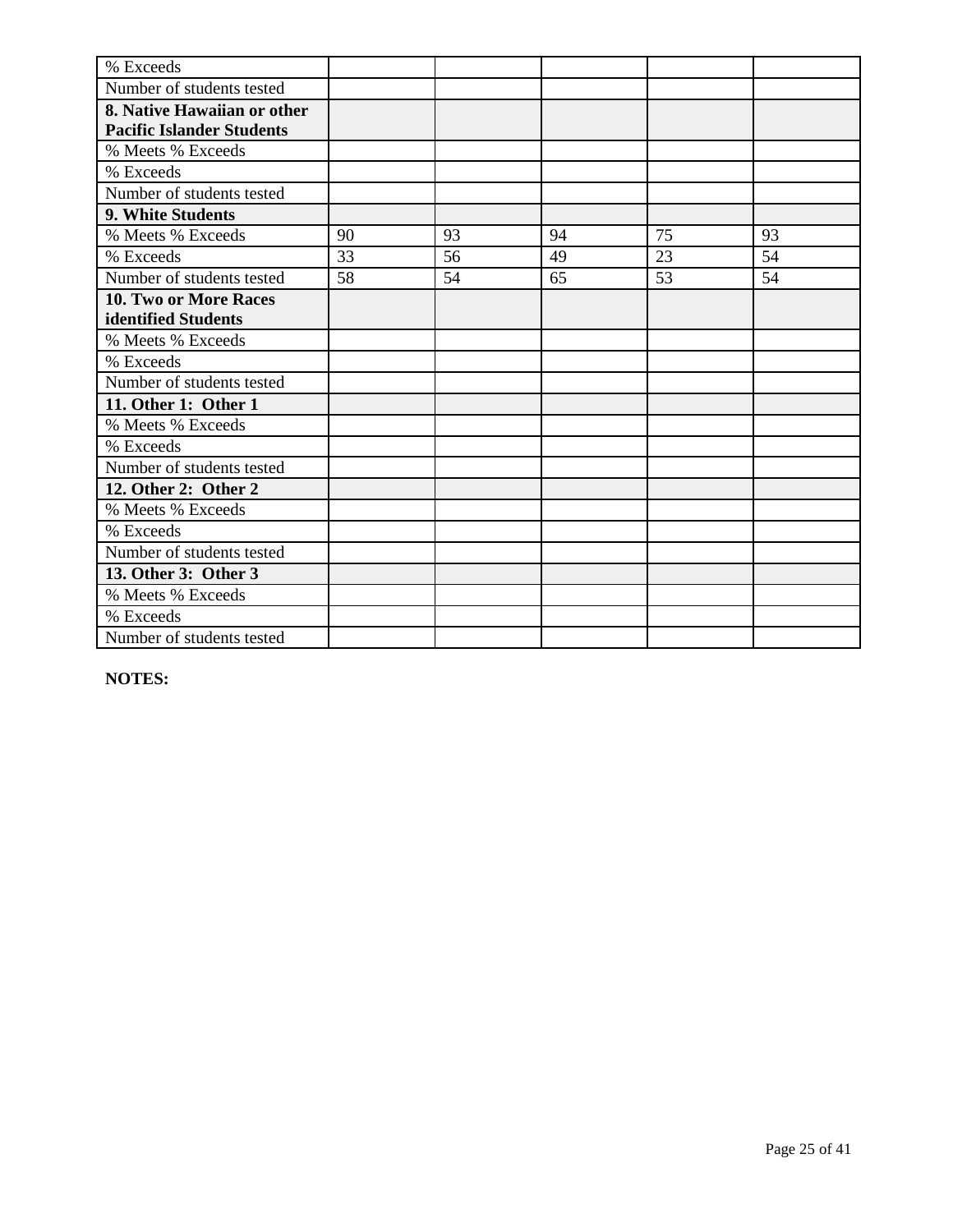| % Exceeds | | | | | |
|---|---|---|---|---|---|
| Number of students tested | | | | | |
| **8. Native Hawaiian or other Pacific Islander Students** | | | | | |
| % Meets % Exceeds | | | | | |
| % Exceeds | | | | | |
| Number of students tested | | | | | |
| **9. White Students** | | | | | |
| % Meets % Exceeds | 90 | 93 | 94 | 75 | 93 |
| % Exceeds | 33 | 56 | 49 | 23 | 54 |
| Number of students tested | 58 | 54 | 65 | 53 | 54 |
| **10. Two or More Races identified Students** | | | | | |
| % Meets % Exceeds | | | | | |
| % Exceeds | | | | | |
| Number of students tested | | | | | |
| **11. Other 1: Other 1** | | | | | |
| % Meets % Exceeds | | | | | |
| % Exceeds | | | | | |
| Number of students tested | | | | | |
| **12. Other 2: Other 2** | | | | | |
| % Meets % Exceeds | | | | | |
| % Exceeds | | | | | |
| Number of students tested | | | | | |
| **13. Other 3: Other 3** | | | | | |
| % Meets % Exceeds | | | | | |
| % Exceeds | | | | | |
| Number of students tested | | | | | |

**NOTES:**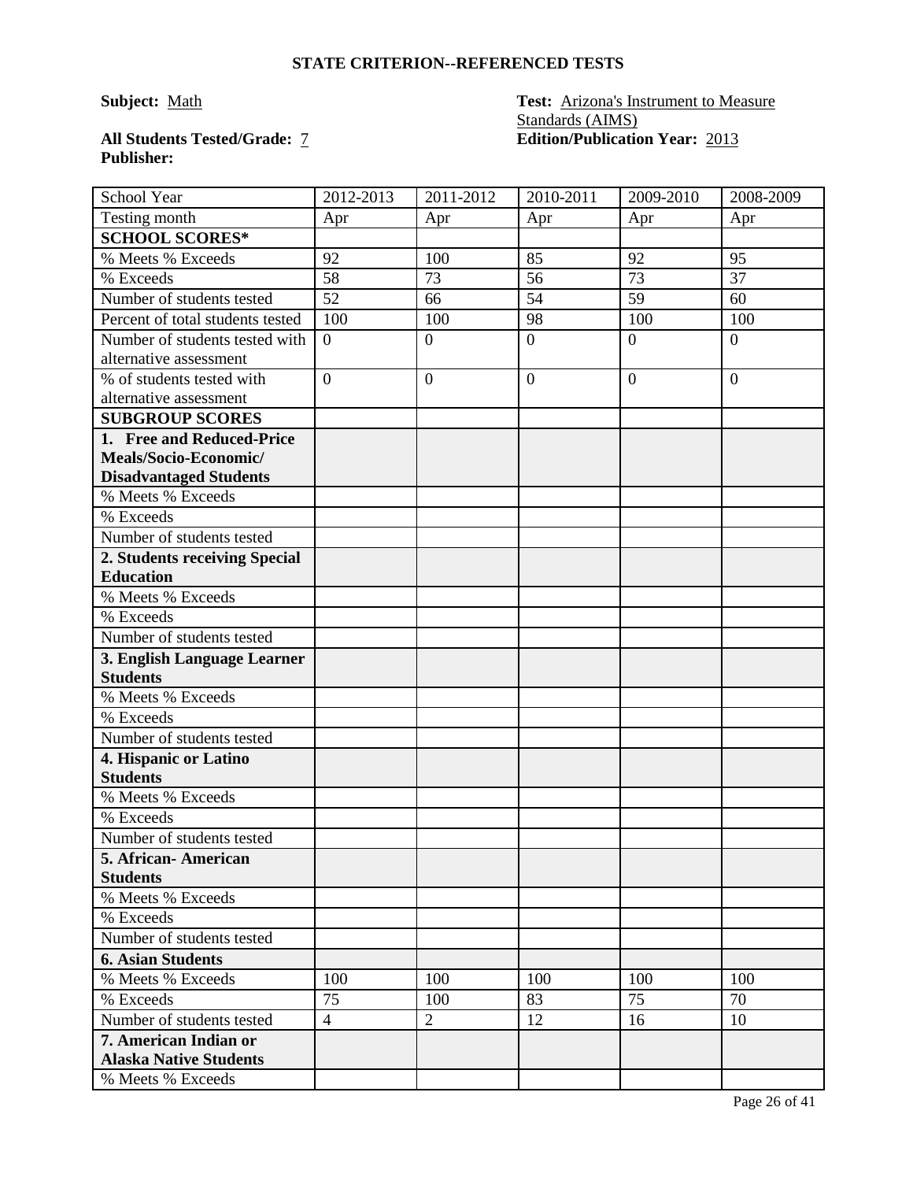## STATE CRITERION--REFERENCED TESTS

**Subject:** Math

**Test:** Arizona's Instrument to Measure Standards (AIMS)

**All Students Tested/Grade:** 7

**Edition/Publication Year:** 2013

**Publisher:**

| School Year | 2012-2013 | 2011-2012 | 2010-2011 | 2009-2010 | 2008-2009 |
|---|---|---|---|---|---|
| Testing month | Apr | Apr | Apr | Apr | Apr |
| **SCHOOL SCORES*** | | | | | |
| % Meets % Exceeds | 92 | 100 | 85 | 92 | 95 |
| % Exceeds | 58 | 73 | 56 | 73 | 37 |
| Number of students tested | 52 | 66 | 54 | 59 | 60 |
| Percent of total students tested | 100 | 100 | 98 | 100 | 100 |
| Number of students tested with alternative assessment | 0 | 0 | 0 | 0 | 0 |
| % of students tested with alternative assessment | 0 | 0 | 0 | 0 | 0 |
| **SUBGROUP SCORES** | | | | | |
| **1. Free and Reduced-Price Meals/Socio-Economic/ Disadvantaged Students** | | | | | |
| % Meets % Exceeds | | | | | |
| % Exceeds | | | | | |
| Number of students tested | | | | | |
| **2. Students receiving Special Education** | | | | | |
| % Meets % Exceeds | | | | | |
| % Exceeds | | | | | |
| Number of students tested | | | | | |
| **3. English Language Learner Students** | | | | | |
| % Meets % Exceeds | | | | | |
| % Exceeds | | | | | |
| Number of students tested | | | | | |
| **4. Hispanic or Latino Students** | | | | | |
| % Meets % Exceeds | | | | | |
| % Exceeds | | | | | |
| Number of students tested | | | | | |
| **5. African- American Students** | | | | | |
| % Meets % Exceeds | | | | | |
| % Exceeds | | | | | |
| Number of students tested | | | | | |
| **6. Asian Students** | | | | | |
| % Meets % Exceeds | 100 | 100 | 100 | 100 | 100 |
| % Exceeds | 75 | 100 | 83 | 75 | 70 |
| Number of students tested | 4 | 2 | 12 | 16 | 10 |
| **7. American Indian or Alaska Native Students** | | | | | |
| % Meets % Exceeds | | | | | |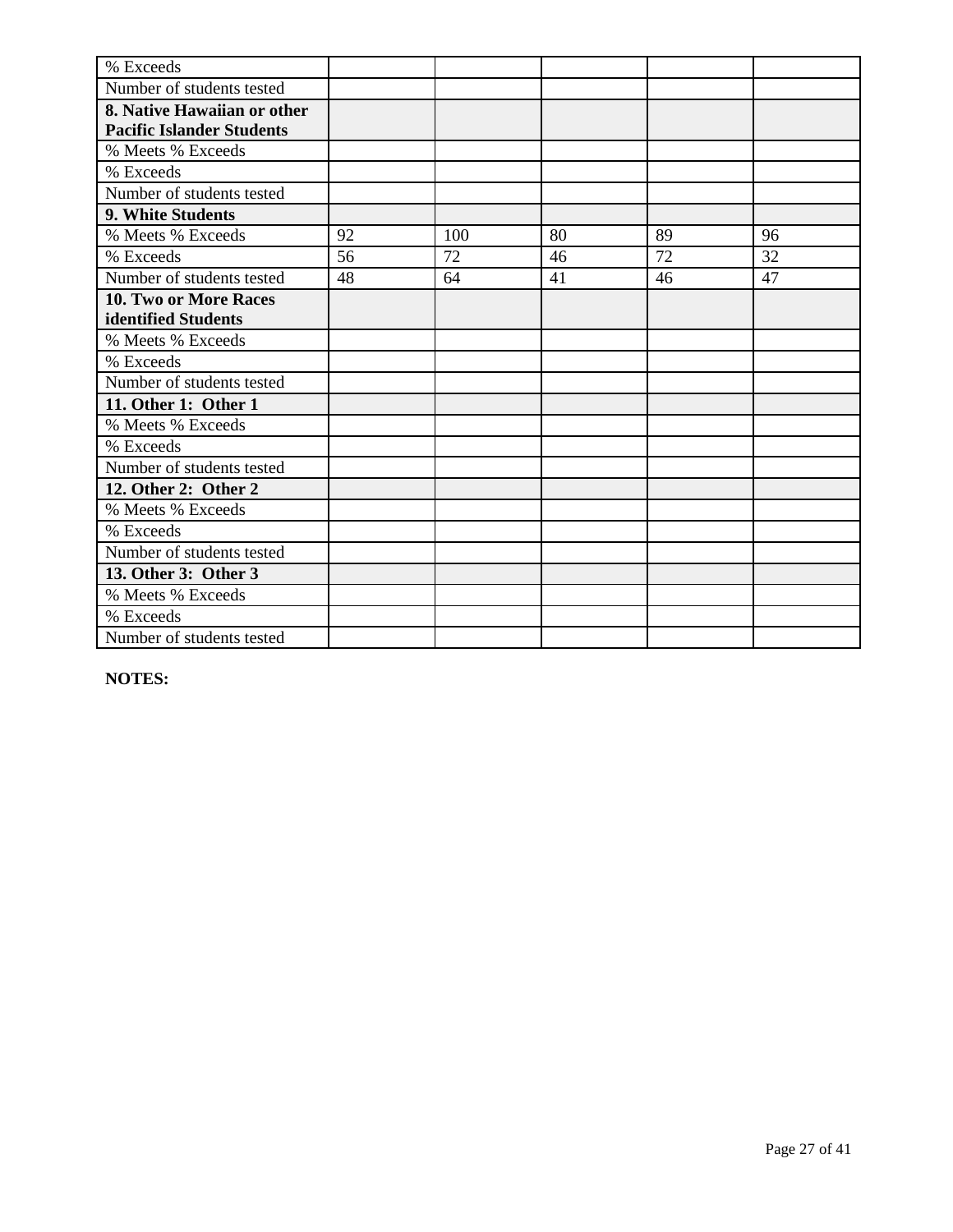| | | | | | |
|---|---|---|---|---|---|
| % Exceeds | | | | | |
| Number of students tested | | | | | |
| **8. Native Hawaiian or other Pacific Islander Students** | | | | | |
| % Meets % Exceeds | | | | | |
| % Exceeds | | | | | |
| Number of students tested | | | | | |
| **9. White Students** | | | | | |
| % Meets % Exceeds | 92 | 100 | 80 | 89 | 96 |
| % Exceeds | 56 | 72 | 46 | 72 | 32 |
| Number of students tested | 48 | 64 | 41 | 46 | 47 |
| **10. Two or More Races identified Students** | | | | | |
| % Meets % Exceeds | | | | | |
| % Exceeds | | | | | |
| Number of students tested | | | | | |
| **11. Other 1: Other 1** | | | | | |
| % Meets % Exceeds | | | | | |
| % Exceeds | | | | | |
| Number of students tested | | | | | |
| **12. Other 2: Other 2** | | | | | |
| % Meets % Exceeds | | | | | |
| % Exceeds | | | | | |
| Number of students tested | | | | | |
| **13. Other 3: Other 3** | | | | | |
| % Meets % Exceeds | | | | | |
| % Exceeds | | | | | |
| Number of students tested | | | | | |

**NOTES:**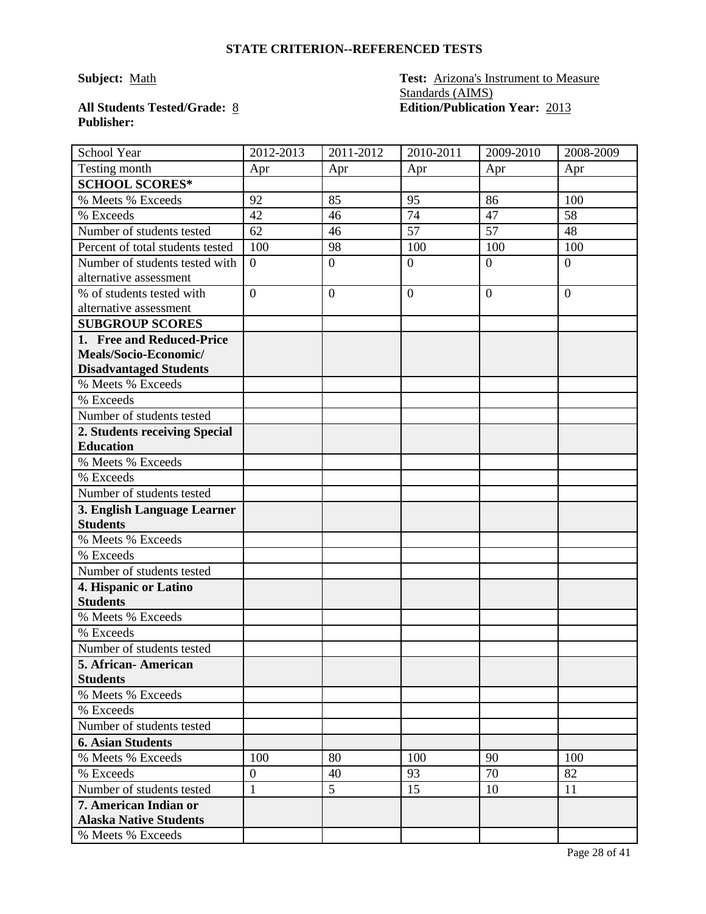## STATE CRITERION--REFERENCED TESTS

**Subject:** Math

**Test:** Arizona's Instrument to Measure Standards (AIMS)

**All Students Tested/Grade:** 8

**Edition/Publication Year:** 2013

**Publisher:**

| School Year | 2012-2013 | 2011-2012 | 2010-2011 | 2009-2010 | 2008-2009 |
|---|---|---|---|---|---|
| Testing month | Apr | Apr | Apr | Apr | Apr |
| **SCHOOL SCORES*** | | | | | |
| % Meets % Exceeds | 92 | 85 | 95 | 86 | 100 |
| % Exceeds | 42 | 46 | 74 | 47 | 58 |
| Number of students tested | 62 | 46 | 57 | 57 | 48 |
| Percent of total students tested | 100 | 98 | 100 | 100 | 100 |
| Number of students tested with alternative assessment | 0 | 0 | 0 | 0 | 0 |
| % of students tested with alternative assessment | 0 | 0 | 0 | 0 | 0 |
| **SUBGROUP SCORES** | | | | | |
| **1. Free and Reduced-Price Meals/Socio-Economic/ Disadvantaged Students** | | | | | |
| % Meets % Exceeds | | | | | |
| % Exceeds | | | | | |
| Number of students tested | | | | | |
| **2. Students receiving Special Education** | | | | | |
| % Meets % Exceeds | | | | | |
| % Exceeds | | | | | |
| Number of students tested | | | | | |
| **3. English Language Learner Students** | | | | | |
| % Meets % Exceeds | | | | | |
| % Exceeds | | | | | |
| Number of students tested | | | | | |
| **4. Hispanic or Latino Students** | | | | | |
| % Meets % Exceeds | | | | | |
| % Exceeds | | | | | |
| Number of students tested | | | | | |
| **5. African- American Students** | | | | | |
| % Meets % Exceeds | | | | | |
| % Exceeds | | | | | |
| Number of students tested | | | | | |
| **6. Asian Students** | | | | | |
| % Meets % Exceeds | 100 | 80 | 100 | 90 | 100 |
| % Exceeds | 0 | 40 | 93 | 70 | 82 |
| Number of students tested | 1 | 5 | 15 | 10 | 11 |
| **7. American Indian or Alaska Native Students** | | | | | |
| % Meets % Exceeds | | | | | |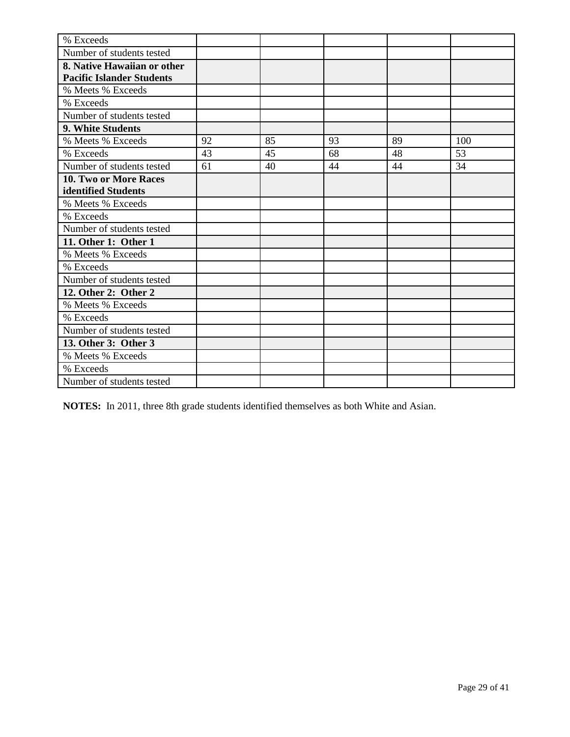| | | | | | |
|---|---|---|---|---|---|
| % Exceeds | | | | | |
| Number of students tested | | | | | |
| **8. Native Hawaiian or other Pacific Islander Students** | | | | | |
| % Meets % Exceeds | | | | | |
| % Exceeds | | | | | |
| Number of students tested | | | | | |
| **9. White Students** | | | | | |
| % Meets % Exceeds | 92 | 85 | 93 | 89 | 100 |
| % Exceeds | 43 | 45 | 68 | 48 | 53 |
| Number of students tested | 61 | 40 | 44 | 44 | 34 |
| **10. Two or More Races identified Students** | | | | | |
| % Meets % Exceeds | | | | | |
| % Exceeds | | | | | |
| Number of students tested | | | | | |
| **11. Other 1: Other 1** | | | | | |
| % Meets % Exceeds | | | | | |
| % Exceeds | | | | | |
| Number of students tested | | | | | |
| **12. Other 2: Other 2** | | | | | |
| % Meets % Exceeds | | | | | |
| % Exceeds | | | | | |
| Number of students tested | | | | | |
| **13. Other 3: Other 3** | | | | | |
| % Meets % Exceeds | | | | | |
| % Exceeds | | | | | |
| Number of students tested | | | | | |

**NOTES:** In 2011, three 8th grade students identified themselves as both White and Asian.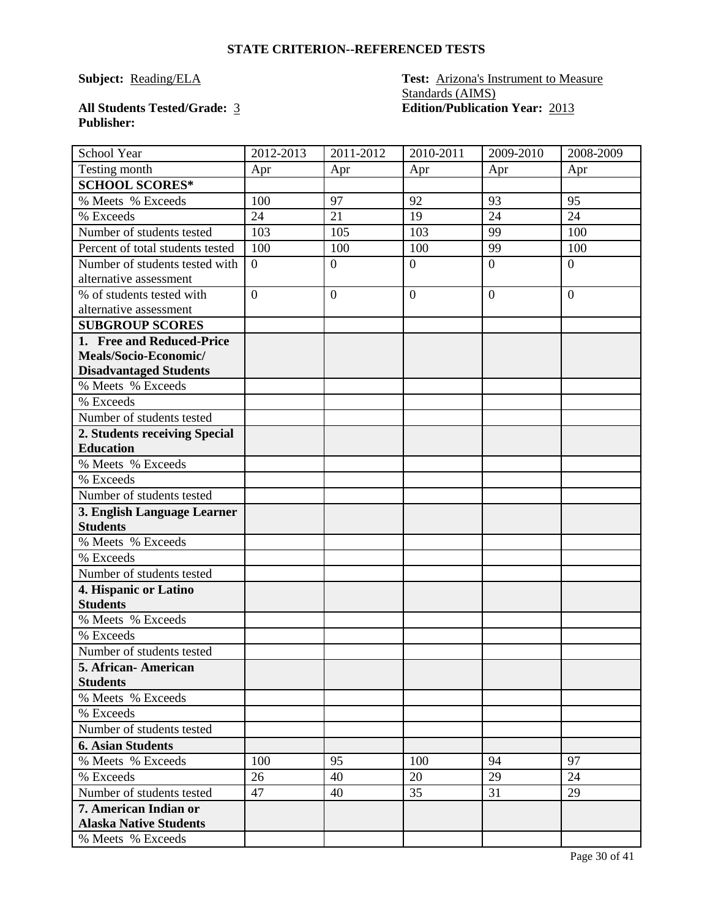## STATE CRITERION--REFERENCED TESTS

**Subject:** Reading/ELA

**Test:** Arizona's Instrument to Measure Standards (AIMS)

**All Students Tested/Grade:** 3

**Edition/Publication Year:** 2013

**Publisher:**

| School Year | 2012-2013 | 2011-2012 | 2010-2011 | 2009-2010 | 2008-2009 |
|---|---|---|---|---|---|
| Testing month | Apr | Apr | Apr | Apr | Apr |
| **SCHOOL SCORES*** | | | | | |
| % Meets % Exceeds | 100 | 97 | 92 | 93 | 95 |
| % Exceeds | 24 | 21 | 19 | 24 | 24 |
| Number of students tested | 103 | 105 | 103 | 99 | 100 |
| Percent of total students tested | 100 | 100 | 100 | 99 | 100 |
| Number of students tested with alternative assessment | 0 | 0 | 0 | 0 | 0 |
| % of students tested with alternative assessment | 0 | 0 | 0 | 0 | 0 |
| **SUBGROUP SCORES** | | | | | |
| **1. Free and Reduced-Price Meals/Socio-Economic/ Disadvantaged Students** | | | | | |
| % Meets % Exceeds | | | | | |
| % Exceeds | | | | | |
| Number of students tested | | | | | |
| **2. Students receiving Special Education** | | | | | |
| % Meets % Exceeds | | | | | |
| % Exceeds | | | | | |
| Number of students tested | | | | | |
| **3. English Language Learner Students** | | | | | |
| % Meets % Exceeds | | | | | |
| % Exceeds | | | | | |
| Number of students tested | | | | | |
| **4. Hispanic or Latino Students** | | | | | |
| % Meets % Exceeds | | | | | |
| % Exceeds | | | | | |
| Number of students tested | | | | | |
| **5. African- American Students** | | | | | |
| % Meets % Exceeds | | | | | |
| % Exceeds | | | | | |
| Number of students tested | | | | | |
| **6. Asian Students** | | | | | |
| % Meets % Exceeds | 100 | 95 | 100 | 94 | 97 |
| % Exceeds | 26 | 40 | 20 | 29 | 24 |
| Number of students tested | 47 | 40 | 35 | 31 | 29 |
| **7. American Indian or Alaska Native Students** | | | | | |
| % Meets % Exceeds | | | | | |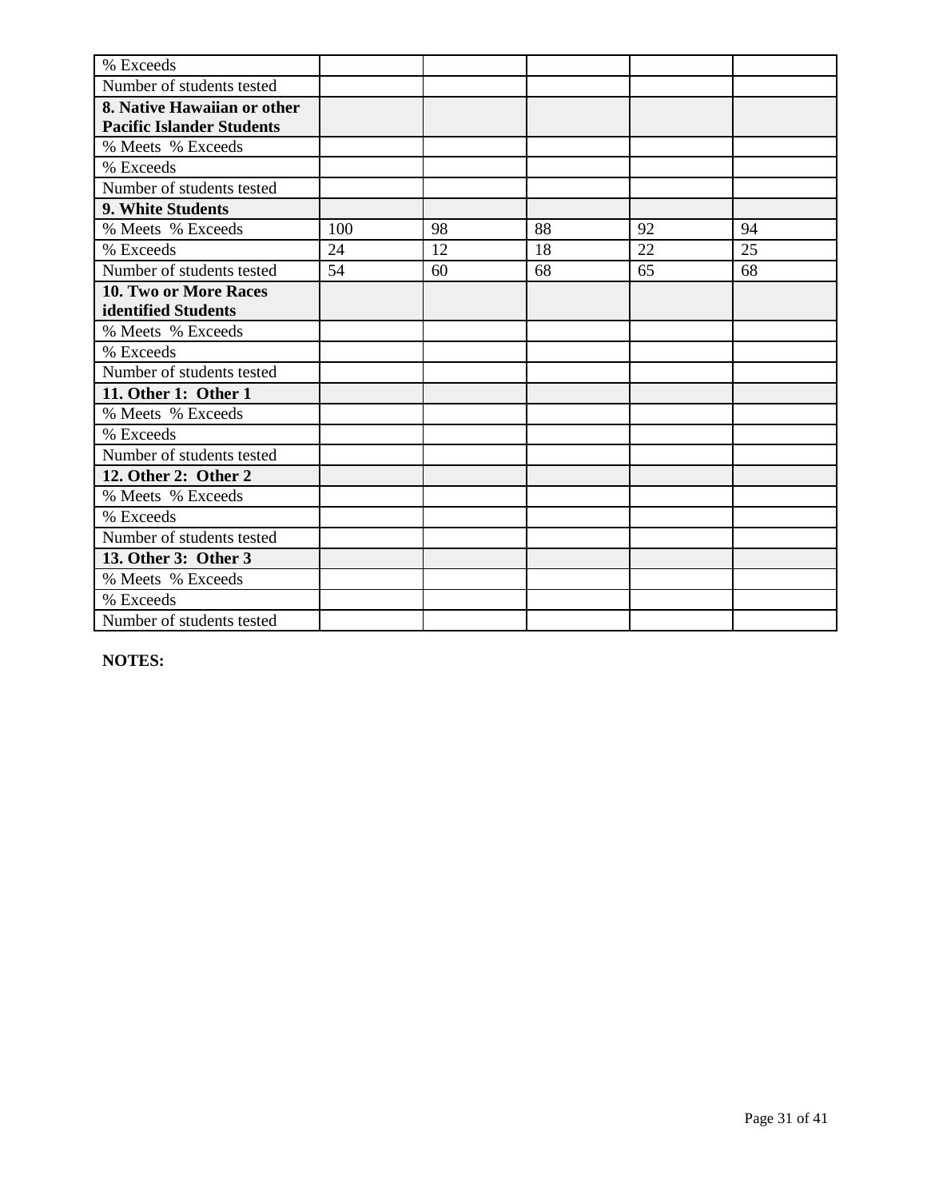| % Exceeds | | | | | |
|---|---|---|---|---|---|
| Number of students tested | | | | | |
| **8. Native Hawaiian or other Pacific Islander Students** | | | | | |
| % Meets % Exceeds | | | | | |
| % Exceeds | | | | | |
| Number of students tested | | | | | |
| **9. White Students** | | | | | |
| % Meets % Exceeds | 100 | 98 | 88 | 92 | 94 |
| % Exceeds | 24 | 12 | 18 | 22 | 25 |
| Number of students tested | 54 | 60 | 68 | 65 | 68 |
| **10. Two or More Races identified Students** | | | | | |
| % Meets % Exceeds | | | | | |
| % Exceeds | | | | | |
| Number of students tested | | | | | |
| **11. Other 1: Other 1** | | | | | |
| % Meets % Exceeds | | | | | |
| % Exceeds | | | | | |
| Number of students tested | | | | | |
| **12. Other 2: Other 2** | | | | | |
| % Meets % Exceeds | | | | | |
| % Exceeds | | | | | |
| Number of students tested | | | | | |
| **13. Other 3: Other 3** | | | | | |
| % Meets % Exceeds | | | | | |
| % Exceeds | | | | | |
| Number of students tested | | | | | |

**NOTES:**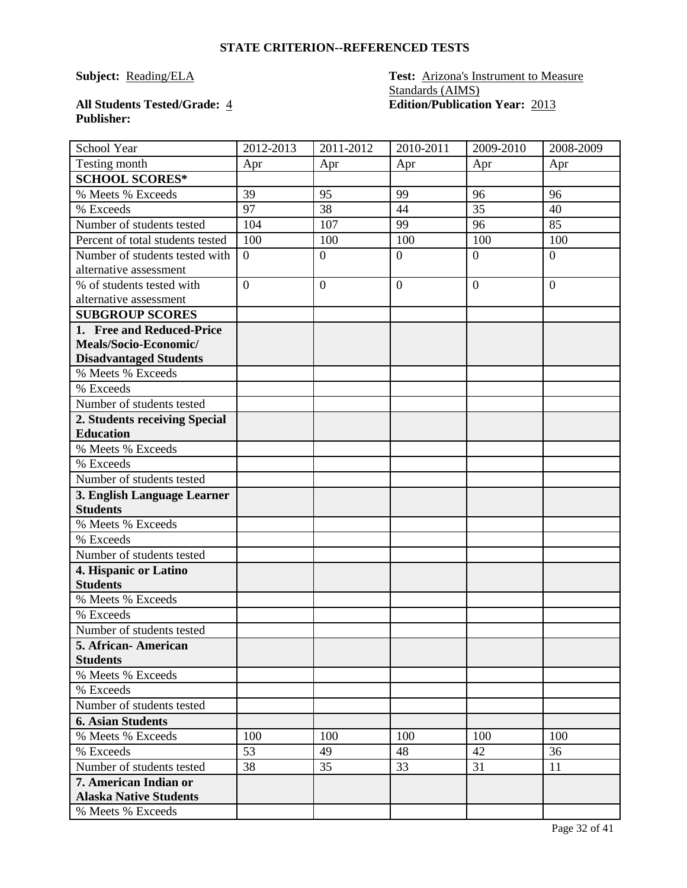## STATE CRITERION--REFERENCED TESTS

**Subject:** Reading/ELA

**Test:** Arizona's Instrument to Measure Standards (AIMS)

**All Students Tested/Grade:** 4

**Edition/Publication Year:** 2013

**Publisher:**

| School Year | 2012-2013 | 2011-2012 | 2010-2011 | 2009-2010 | 2008-2009 |
|---|---|---|---|---|---|
| Testing month | Apr | Apr | Apr | Apr | Apr |
| **SCHOOL SCORES*** | | | | | |
| % Meets % Exceeds | 39 | 95 | 99 | 96 | 96 |
| % Exceeds | 97 | 38 | 44 | 35 | 40 |
| Number of students tested | 104 | 107 | 99 | 96 | 85 |
| Percent of total students tested | 100 | 100 | 100 | 100 | 100 |
| Number of students tested with alternative assessment | 0 | 0 | 0 | 0 | 0 |
| % of students tested with alternative assessment | 0 | 0 | 0 | 0 | 0 |
| **SUBGROUP SCORES** | | | | | |
| **1. Free and Reduced-Price Meals/Socio-Economic/ Disadvantaged Students** | | | | | |
| % Meets % Exceeds | | | | | |
| % Exceeds | | | | | |
| Number of students tested | | | | | |
| **2. Students receiving Special Education** | | | | | |
| % Meets % Exceeds | | | | | |
| % Exceeds | | | | | |
| Number of students tested | | | | | |
| **3. English Language Learner Students** | | | | | |
| % Meets % Exceeds | | | | | |
| % Exceeds | | | | | |
| Number of students tested | | | | | |
| **4. Hispanic or Latino Students** | | | | | |
| % Meets % Exceeds | | | | | |
| % Exceeds | | | | | |
| Number of students tested | | | | | |
| **5. African- American Students** | | | | | |
| % Meets % Exceeds | | | | | |
| % Exceeds | | | | | |
| Number of students tested | | | | | |
| **6. Asian Students** | | | | | |
| % Meets % Exceeds | 100 | 100 | 100 | 100 | 100 |
| % Exceeds | 53 | 49 | 48 | 42 | 36 |
| Number of students tested | 38 | 35 | 33 | 31 | 11 |
| **7. American Indian or Alaska Native Students** | | | | | |
| % Meets % Exceeds | | | | | |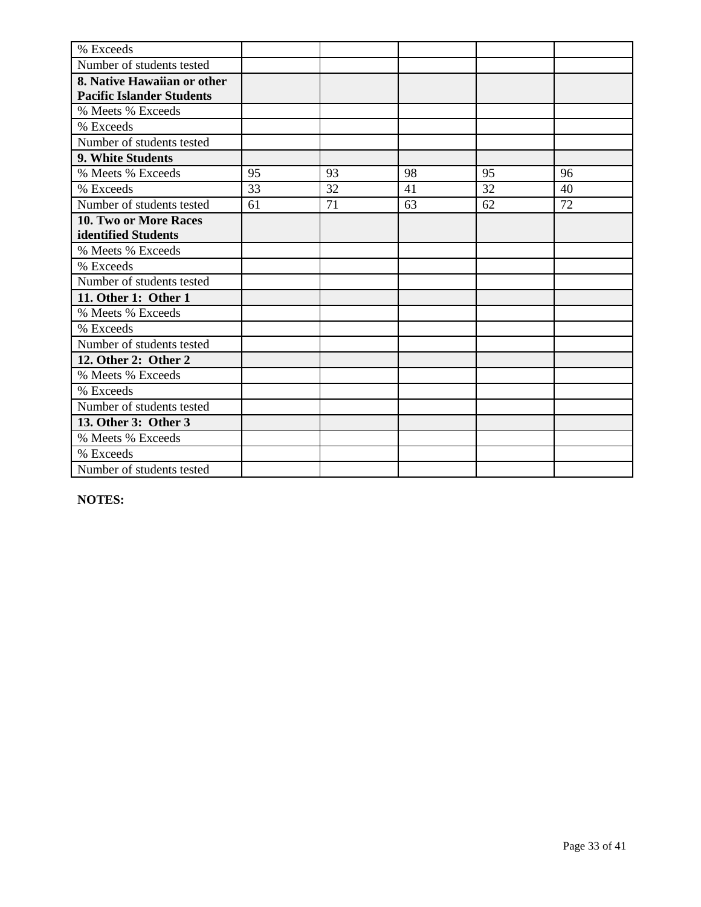| % Exceeds | | | | | |
|---|---|---|---|---|---|
| Number of students tested | | | | | |
| **8. Native Hawaiian or other Pacific Islander Students** | | | | | |
| % Meets % Exceeds | | | | | |
| % Exceeds | | | | | |
| Number of students tested | | | | | |
| **9. White Students** | | | | | |
| % Meets % Exceeds | 95 | 93 | 98 | 95 | 96 |
| % Exceeds | 33 | 32 | 41 | 32 | 40 |
| Number of students tested | 61 | 71 | 63 | 62 | 72 |
| **10. Two or More Races identified Students** | | | | | |
| % Meets % Exceeds | | | | | |
| % Exceeds | | | | | |
| Number of students tested | | | | | |
| **11. Other 1: Other 1** | | | | | |
| % Meets % Exceeds | | | | | |
| % Exceeds | | | | | |
| Number of students tested | | | | | |
| **12. Other 2: Other 2** | | | | | |
| % Meets % Exceeds | | | | | |
| % Exceeds | | | | | |
| Number of students tested | | | | | |
| **13. Other 3: Other 3** | | | | | |
| % Meets % Exceeds | | | | | |
| % Exceeds | | | | | |
| Number of students tested | | | | | |

**NOTES:**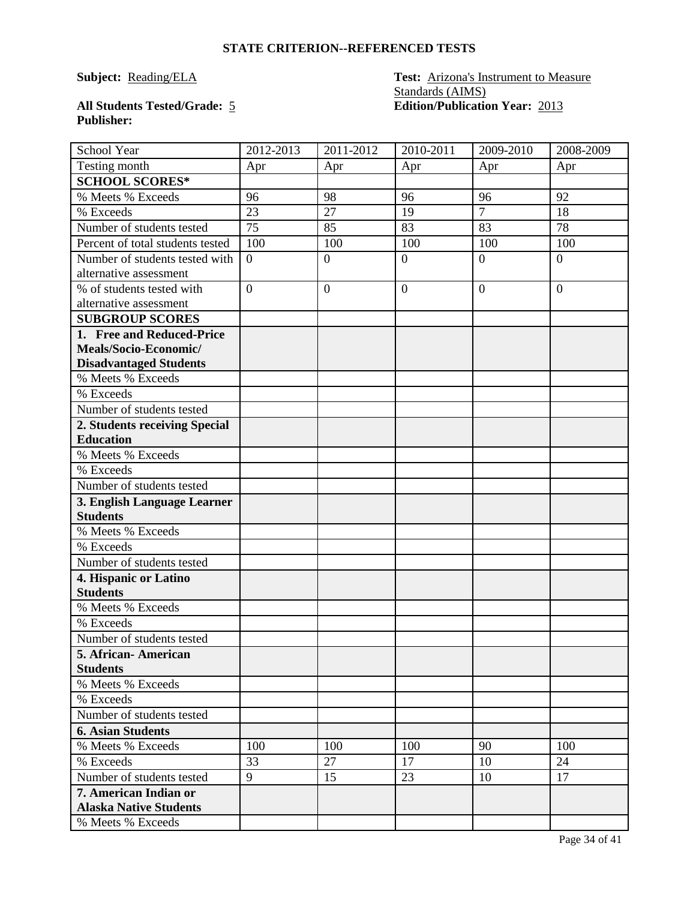## STATE CRITERION--REFERENCED TESTS

**Subject:** Reading/ELA

**Test:** Arizona's Instrument to Measure Standards (AIMS)

**All Students Tested/Grade:** 5

**Edition/Publication Year:** 2013

**Publisher:**

| School Year | 2012-2013 | 2011-2012 | 2010-2011 | 2009-2010 | 2008-2009 |
|---|---|---|---|---|---|
| Testing month | Apr | Apr | Apr | Apr | Apr |
| **SCHOOL SCORES*** | | | | | |
| % Meets % Exceeds | 96 | 98 | 96 | 96 | 92 |
| % Exceeds | 23 | 27 | 19 | 7 | 18 |
| Number of students tested | 75 | 85 | 83 | 83 | 78 |
| Percent of total students tested | 100 | 100 | 100 | 100 | 100 |
| Number of students tested with alternative assessment | 0 | 0 | 0 | 0 | 0 |
| % of students tested with alternative assessment | 0 | 0 | 0 | 0 | 0 |
| **SUBGROUP SCORES** | | | | | |
| **1. Free and Reduced-Price Meals/Socio-Economic/ Disadvantaged Students** | | | | | |
| % Meets % Exceeds | | | | | |
| % Exceeds | | | | | |
| Number of students tested | | | | | |
| **2. Students receiving Special Education** | | | | | |
| % Meets % Exceeds | | | | | |
| % Exceeds | | | | | |
| Number of students tested | | | | | |
| **3. English Language Learner Students** | | | | | |
| % Meets % Exceeds | | | | | |
| % Exceeds | | | | | |
| Number of students tested | | | | | |
| **4. Hispanic or Latino Students** | | | | | |
| % Meets % Exceeds | | | | | |
| % Exceeds | | | | | |
| Number of students tested | | | | | |
| **5. African- American Students** | | | | | |
| % Meets % Exceeds | | | | | |
| % Exceeds | | | | | |
| Number of students tested | | | | | |
| **6. Asian Students** | | | | | |
| % Meets % Exceeds | 100 | 100 | 100 | 90 | 100 |
| % Exceeds | 33 | 27 | 17 | 10 | 24 |
| Number of students tested | 9 | 15 | 23 | 10 | 17 |
| **7. American Indian or Alaska Native Students** | | | | | |
| % Meets % Exceeds | | | | | |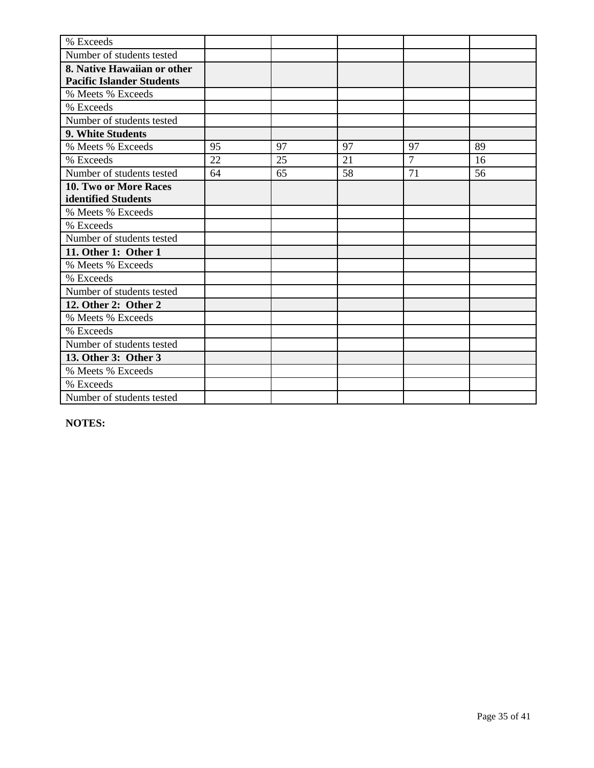| % Exceeds | | | | | |
|---|---|---|---|---|---|
| Number of students tested | | | | | |
| **8. Native Hawaiian or other Pacific Islander Students** | | | | | |
| % Meets % Exceeds | | | | | |
| % Exceeds | | | | | |
| Number of students tested | | | | | |
| **9. White Students** | | | | | |
| % Meets % Exceeds | 95 | 97 | 97 | 97 | 89 |
| % Exceeds | 22 | 25 | 21 | 7 | 16 |
| Number of students tested | 64 | 65 | 58 | 71 | 56 |
| **10. Two or More Races identified Students** | | | | | |
| % Meets % Exceeds | | | | | |
| % Exceeds | | | | | |
| Number of students tested | | | | | |
| **11. Other 1: Other 1** | | | | | |
| % Meets % Exceeds | | | | | |
| % Exceeds | | | | | |
| Number of students tested | | | | | |
| **12. Other 2: Other 2** | | | | | |
| % Meets % Exceeds | | | | | |
| % Exceeds | | | | | |
| Number of students tested | | | | | |
| **13. Other 3: Other 3** | | | | | |
| % Meets % Exceeds | | | | | |
| % Exceeds | | | | | |
| Number of students tested | | | | | |

**NOTES:**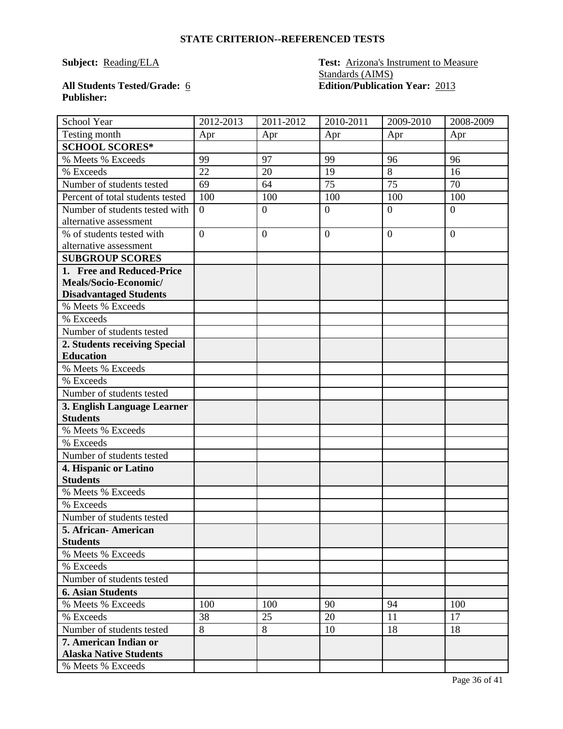## STATE CRITERION--REFERENCED TESTS

**Subject:** Reading/ELA

**Test:** Arizona's Instrument to Measure Standards (AIMS)

**All Students Tested/Grade:** 6

**Edition/Publication Year:** 2013

**Publisher:**

| School Year | 2012-2013 | 2011-2012 | 2010-2011 | 2009-2010 | 2008-2009 |
|---|---|---|---|---|---|
| Testing month | Apr | Apr | Apr | Apr | Apr |
| **SCHOOL SCORES*** | | | | | |
| % Meets % Exceeds | 99 | 97 | 99 | 96 | 96 |
| % Exceeds | 22 | 20 | 19 | 8 | 16 |
| Number of students tested | 69 | 64 | 75 | 75 | 70 |
| Percent of total students tested | 100 | 100 | 100 | 100 | 100 |
| Number of students tested with alternative assessment | 0 | 0 | 0 | 0 | 0 |
| % of students tested with alternative assessment | 0 | 0 | 0 | 0 | 0 |
| **SUBGROUP SCORES** | | | | | |
| **1. Free and Reduced-Price Meals/Socio-Economic/ Disadvantaged Students** | | | | | |
| % Meets % Exceeds | | | | | |
| % Exceeds | | | | | |
| Number of students tested | | | | | |
| **2. Students receiving Special Education** | | | | | |
| % Meets % Exceeds | | | | | |
| % Exceeds | | | | | |
| Number of students tested | | | | | |
| **3. English Language Learner Students** | | | | | |
| % Meets % Exceeds | | | | | |
| % Exceeds | | | | | |
| Number of students tested | | | | | |
| **4. Hispanic or Latino Students** | | | | | |
| % Meets % Exceeds | | | | | |
| % Exceeds | | | | | |
| Number of students tested | | | | | |
| **5. African- American Students** | | | | | |
| % Meets % Exceeds | | | | | |
| % Exceeds | | | | | |
| Number of students tested | | | | | |
| **6. Asian Students** | | | | | |
| % Meets % Exceeds | 100 | 100 | 90 | 94 | 100 |
| % Exceeds | 38 | 25 | 20 | 11 | 17 |
| Number of students tested | 8 | 8 | 10 | 18 | 18 |
| **7. American Indian or Alaska Native Students** | | | | | |
| % Meets % Exceeds | | | | | |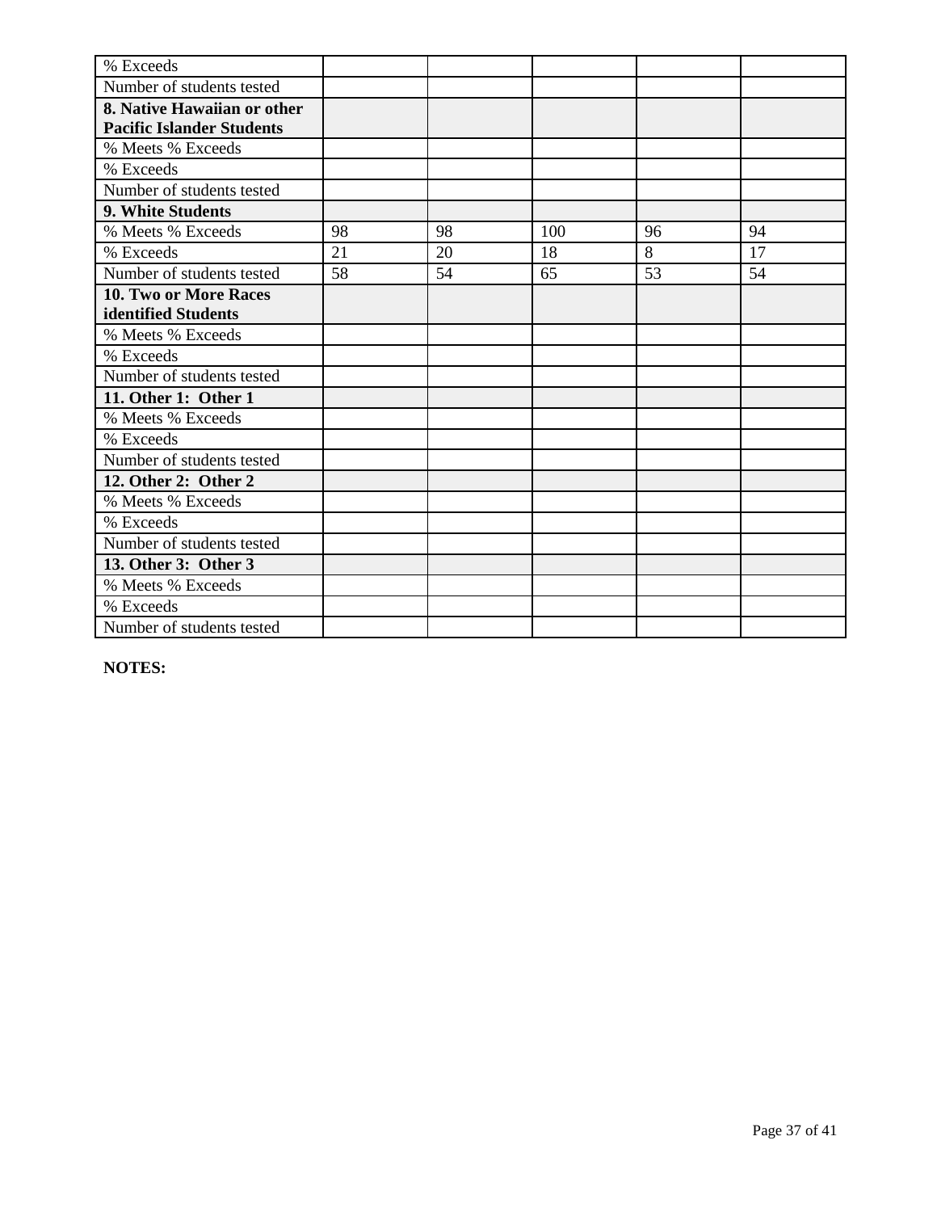| % Exceeds | | | | | |
|---|---|---|---|---|---|
| Number of students tested | | | | | |
| **8. Native Hawaiian or other Pacific Islander Students** | | | | | |
| % Meets % Exceeds | | | | | |
| % Exceeds | | | | | |
| Number of students tested | | | | | |
| **9. White Students** | | | | | |
| % Meets % Exceeds | 98 | 98 | 100 | 96 | 94 |
| % Exceeds | 21 | 20 | 18 | 8 | 17 |
| Number of students tested | 58 | 54 | 65 | 53 | 54 |
| **10. Two or More Races identified Students** | | | | | |
| % Meets % Exceeds | | | | | |
| % Exceeds | | | | | |
| Number of students tested | | | | | |
| **11. Other 1: Other 1** | | | | | |
| % Meets % Exceeds | | | | | |
| % Exceeds | | | | | |
| Number of students tested | | | | | |
| **12. Other 2: Other 2** | | | | | |
| % Meets % Exceeds | | | | | |
| % Exceeds | | | | | |
| Number of students tested | | | | | |
| **13. Other 3: Other 3** | | | | | |
| % Meets % Exceeds | | | | | |
| % Exceeds | | | | | |
| Number of students tested | | | | | |

**NOTES:**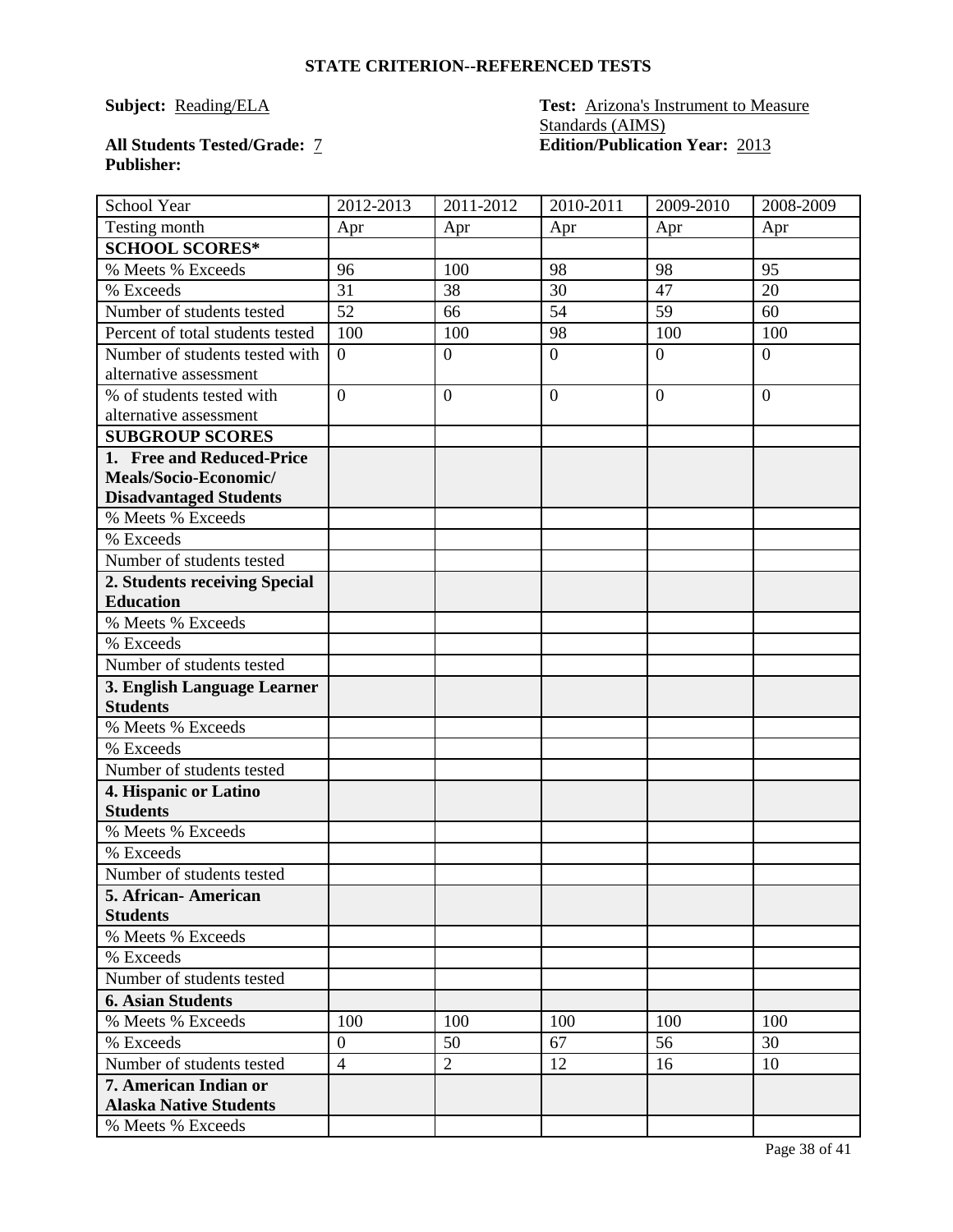## STATE CRITERION--REFERENCED TESTS

**Subject:** Reading/ELA

**Test:** Arizona's Instrument to Measure Standards (AIMS)

**All Students Tested/Grade:** 7

**Edition/Publication Year:** 2013

**Publisher:**

| School Year | 2012-2013 | 2011-2012 | 2010-2011 | 2009-2010 | 2008-2009 |
|---|---|---|---|---|---|
| Testing month | Apr | Apr | Apr | Apr | Apr |
| **SCHOOL SCORES*** | | | | | |
| % Meets % Exceeds | 96 | 100 | 98 | 98 | 95 |
| % Exceeds | 31 | 38 | 30 | 47 | 20 |
| Number of students tested | 52 | 66 | 54 | 59 | 60 |
| Percent of total students tested | 100 | 100 | 98 | 100 | 100 |
| Number of students tested with alternative assessment | 0 | 0 | 0 | 0 | 0 |
| % of students tested with alternative assessment | 0 | 0 | 0 | 0 | 0 |
| **SUBGROUP SCORES** | | | | | |
| **1. Free and Reduced-Price Meals/Socio-Economic/ Disadvantaged Students** | | | | | |
| % Meets % Exceeds | | | | | |
| % Exceeds | | | | | |
| Number of students tested | | | | | |
| **2. Students receiving Special Education** | | | | | |
| % Meets % Exceeds | | | | | |
| % Exceeds | | | | | |
| Number of students tested | | | | | |
| **3. English Language Learner Students** | | | | | |
| % Meets % Exceeds | | | | | |
| % Exceeds | | | | | |
| Number of students tested | | | | | |
| **4. Hispanic or Latino Students** | | | | | |
| % Meets % Exceeds | | | | | |
| % Exceeds | | | | | |
| Number of students tested | | | | | |
| **5. African- American Students** | | | | | |
| % Meets % Exceeds | | | | | |
| % Exceeds | | | | | |
| Number of students tested | | | | | |
| **6. Asian Students** | | | | | |
| % Meets % Exceeds | 100 | 100 | 100 | 100 | 100 |
| % Exceeds | 0 | 50 | 67 | 56 | 30 |
| Number of students tested | 4 | 2 | 12 | 16 | 10 |
| **7. American Indian or Alaska Native Students** | | | | | |
| % Meets % Exceeds | | | | | |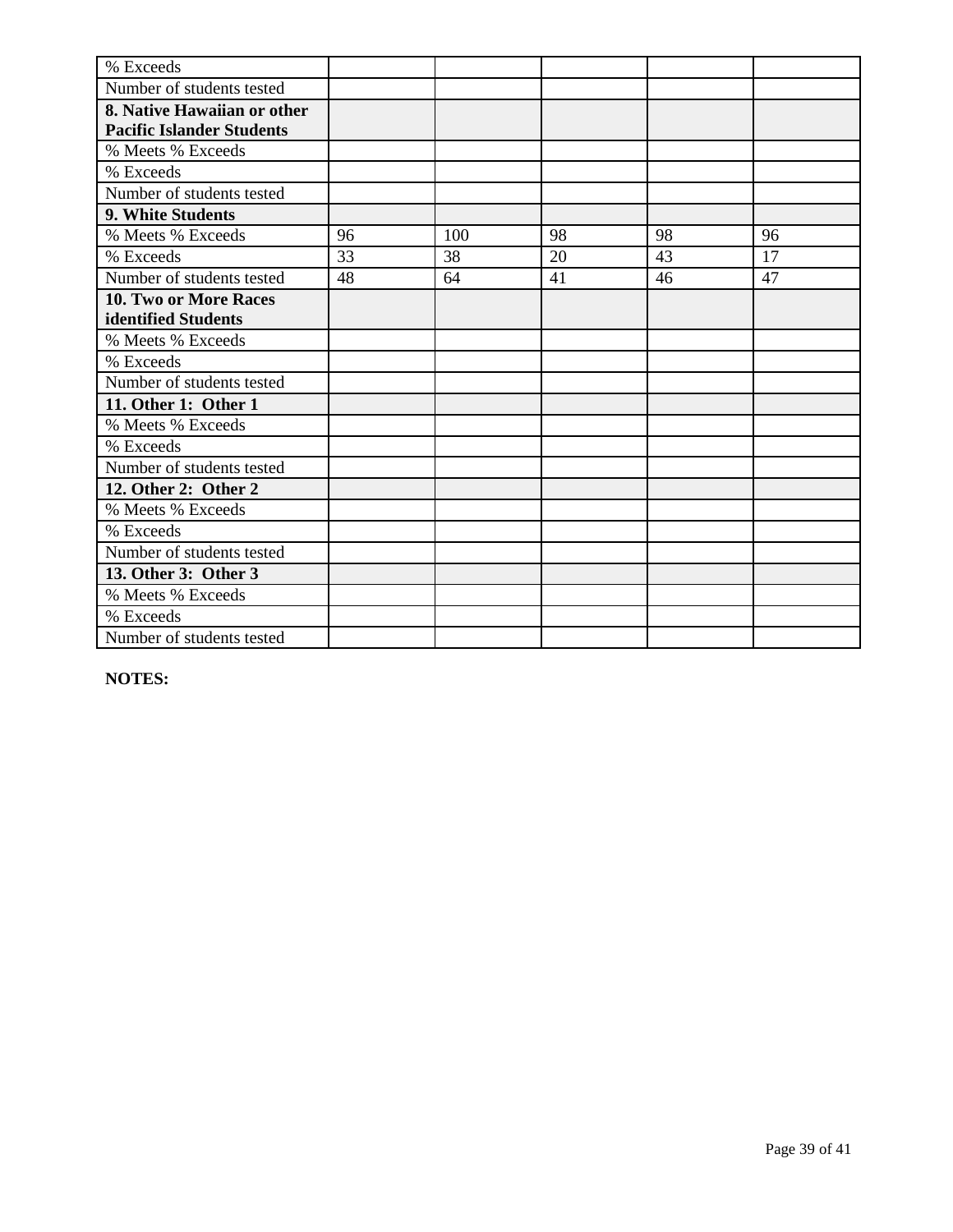| | | | | | |
|---|---|---|---|---|---|
| % Exceeds | | | | | |
| Number of students tested | | | | | |
| **8. Native Hawaiian or other Pacific Islander Students** | | | | | |
| % Meets % Exceeds | | | | | |
| % Exceeds | | | | | |
| Number of students tested | | | | | |
| **9. White Students** | | | | | |
| % Meets % Exceeds | 96 | 100 | 98 | 98 | 96 |
| % Exceeds | 33 | 38 | 20 | 43 | 17 |
| Number of students tested | 48 | 64 | 41 | 46 | 47 |
| **10. Two or More Races identified Students** | | | | | |
| % Meets % Exceeds | | | | | |
| % Exceeds | | | | | |
| Number of students tested | | | | | |
| **11. Other 1: Other 1** | | | | | |
| % Meets % Exceeds | | | | | |
| % Exceeds | | | | | |
| Number of students tested | | | | | |
| **12. Other 2: Other 2** | | | | | |
| % Meets % Exceeds | | | | | |
| % Exceeds | | | | | |
| Number of students tested | | | | | |
| **13. Other 3: Other 3** | | | | | |
| % Meets % Exceeds | | | | | |
| % Exceeds | | | | | |
| Number of students tested | | | | | |

**NOTES:**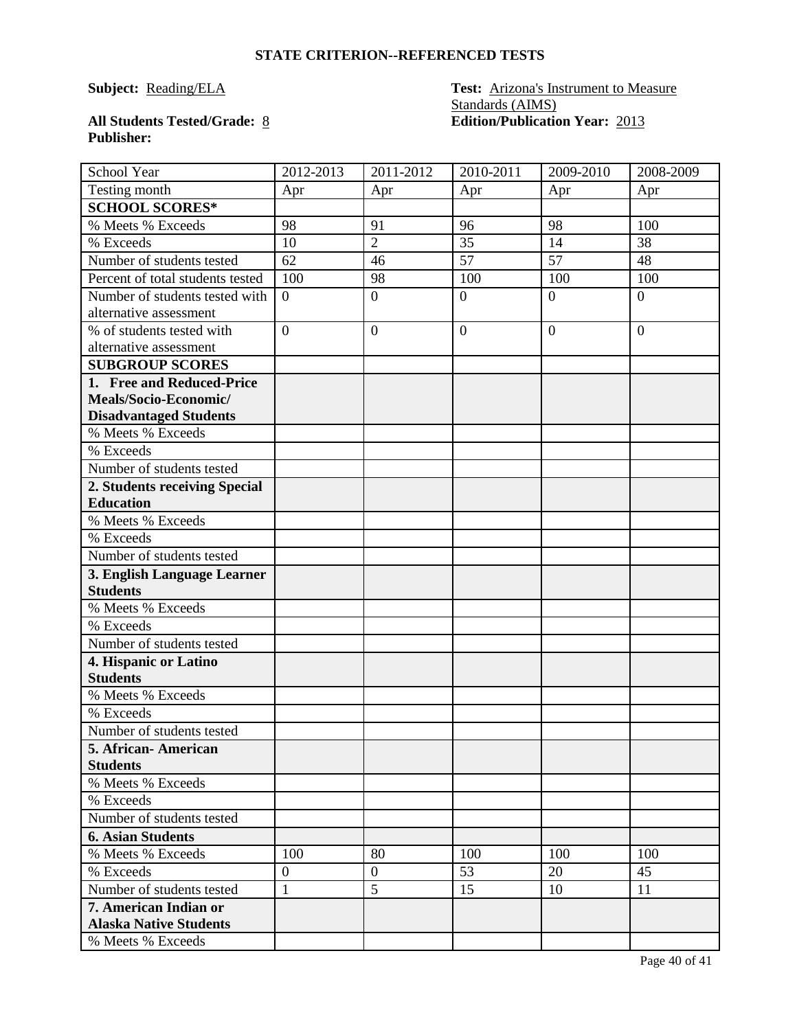## STATE CRITERION--REFERENCED TESTS

**Subject:** Reading/ELA

**Test:** Arizona's Instrument to Measure Standards (AIMS)

**All Students Tested/Grade:** 8

**Edition/Publication Year:** 2013

**Publisher:**

| School Year | 2012-2013 | 2011-2012 | 2010-2011 | 2009-2010 | 2008-2009 |
|---|---|---|---|---|---|
| Testing month | Apr | Apr | Apr | Apr | Apr |
| **SCHOOL SCORES*** | | | | | |
| % Meets % Exceeds | 98 | 91 | 96 | 98 | 100 |
| % Exceeds | 10 | 2 | 35 | 14 | 38 |
| Number of students tested | 62 | 46 | 57 | 57 | 48 |
| Percent of total students tested | 100 | 98 | 100 | 100 | 100 |
| Number of students tested with alternative assessment | 0 | 0 | 0 | 0 | 0 |
| % of students tested with alternative assessment | 0 | 0 | 0 | 0 | 0 |
| **SUBGROUP SCORES** | | | | | |
| **1. Free and Reduced-Price Meals/Socio-Economic/ Disadvantaged Students** | | | | | |
| % Meets % Exceeds | | | | | |
| % Exceeds | | | | | |
| Number of students tested | | | | | |
| **2. Students receiving Special Education** | | | | | |
| % Meets % Exceeds | | | | | |
| % Exceeds | | | | | |
| Number of students tested | | | | | |
| **3. English Language Learner Students** | | | | | |
| % Meets % Exceeds | | | | | |
| % Exceeds | | | | | |
| Number of students tested | | | | | |
| **4. Hispanic or Latino Students** | | | | | |
| % Meets % Exceeds | | | | | |
| % Exceeds | | | | | |
| Number of students tested | | | | | |
| **5. African- American Students** | | | | | |
| % Meets % Exceeds | | | | | |
| % Exceeds | | | | | |
| Number of students tested | | | | | |
| **6. Asian Students** | | | | | |
| % Meets % Exceeds | 100 | 80 | 100 | 100 | 100 |
| % Exceeds | 0 | 0 | 53 | 20 | 45 |
| Number of students tested | 1 | 5 | 15 | 10 | 11 |
| **7. American Indian or Alaska Native Students** | | | | | |
| % Meets % Exceeds | | | | | |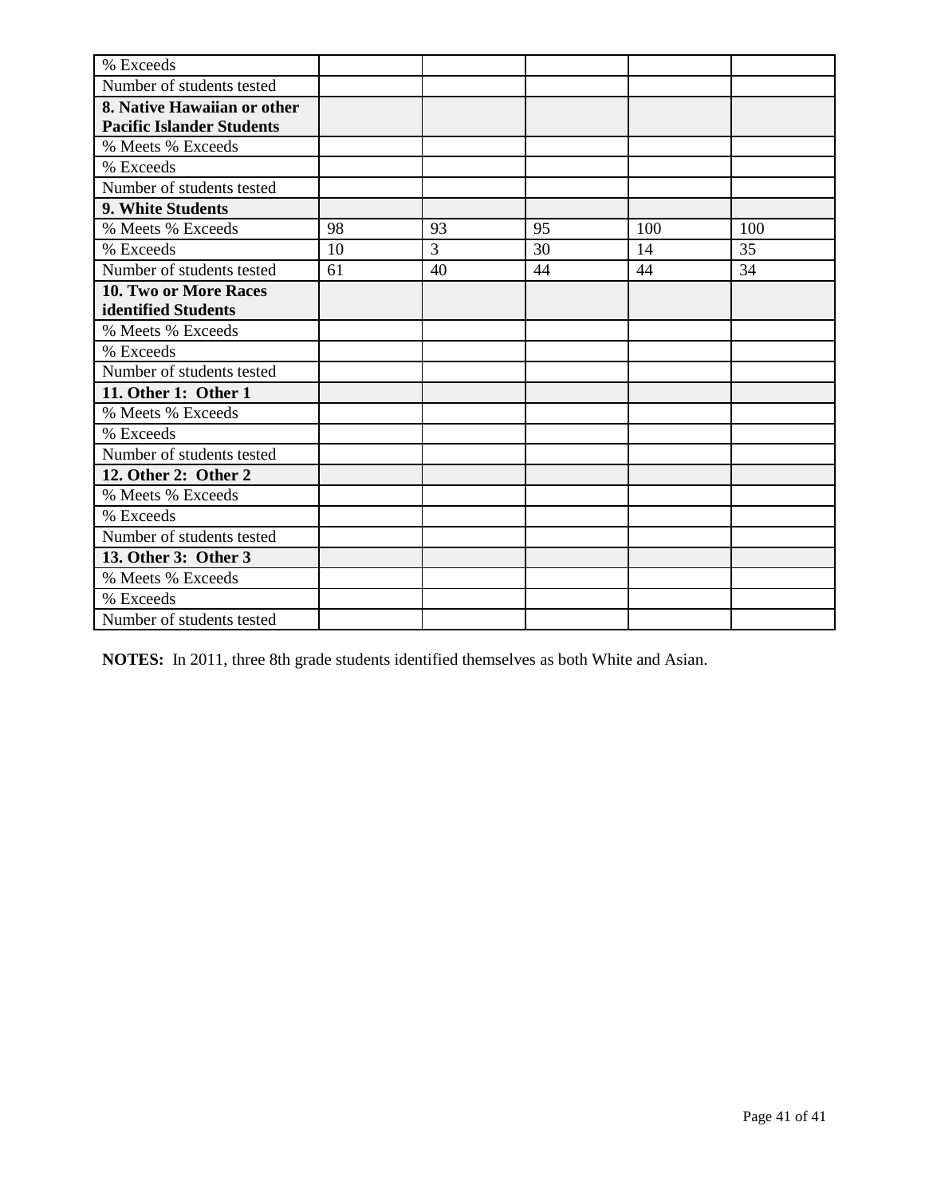| | | | | | |
|---|---|---|---|---|---|
| % Exceeds | | | | | |
| Number of students tested | | | | | |
| **8. Native Hawaiian or other Pacific Islander Students** | | | | | |
| % Meets % Exceeds | | | | | |
| % Exceeds | | | | | |
| Number of students tested | | | | | |
| **9. White Students** | | | | | |
| % Meets % Exceeds | 98 | 93 | 95 | 100 | 100 |
| % Exceeds | 10 | 3 | 30 | 14 | 35 |
| Number of students tested | 61 | 40 | 44 | 44 | 34 |
| **10. Two or More Races identified Students** | | | | | |
| % Meets % Exceeds | | | | | |
| % Exceeds | | | | | |
| Number of students tested | | | | | |
| **11. Other 1: Other 1** | | | | | |
| % Meets % Exceeds | | | | | |
| % Exceeds | | | | | |
| Number of students tested | | | | | |
| **12. Other 2: Other 2** | | | | | |
| % Meets % Exceeds | | | | | |
| % Exceeds | | | | | |
| Number of students tested | | | | | |
| **13. Other 3: Other 3** | | | | | |
| % Meets % Exceeds | | | | | |
| % Exceeds | | | | | |
| Number of students tested | | | | | |

**NOTES:** In 2011, three 8th grade students identified themselves as both White and Asian.